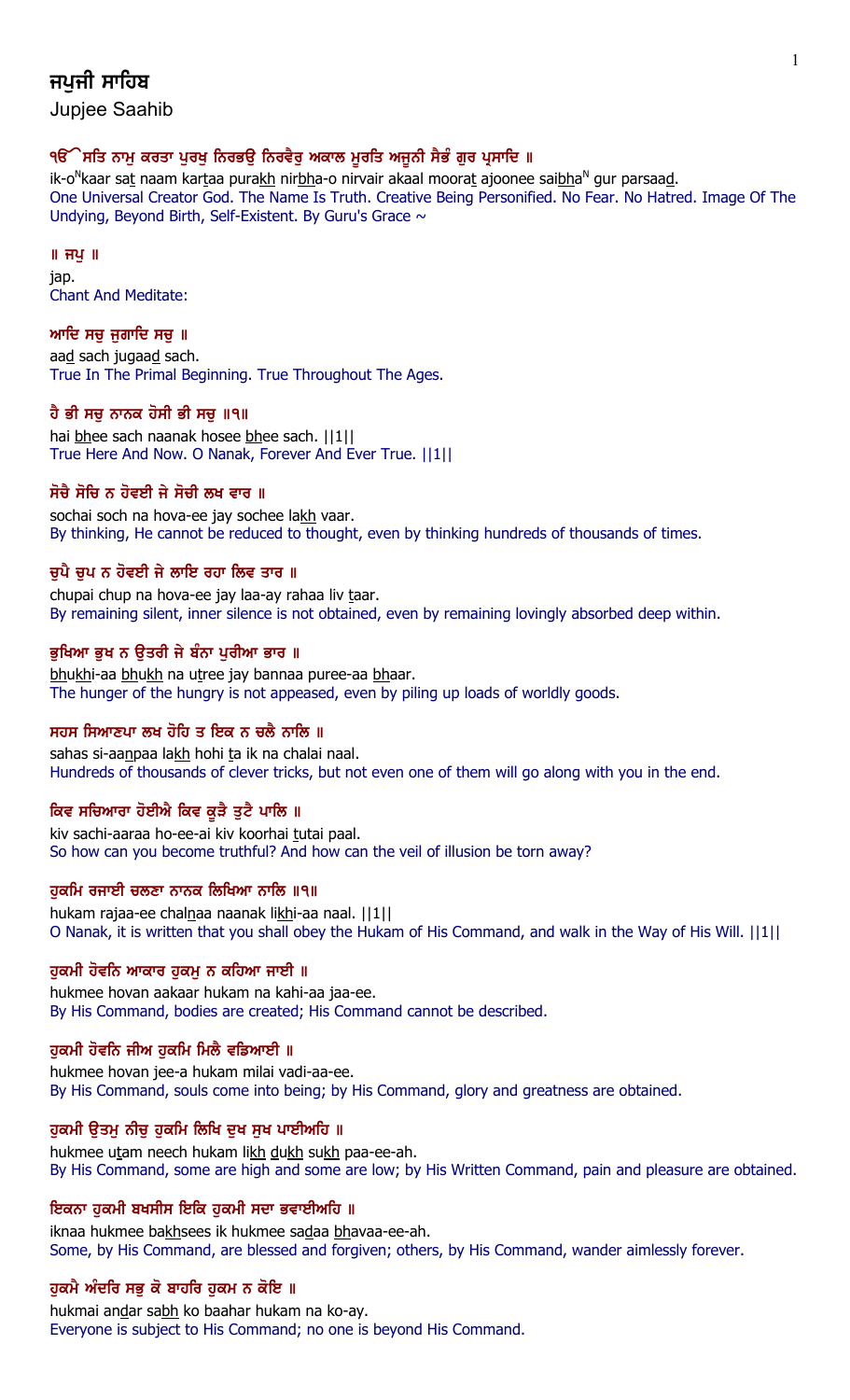# ਜਪੁਜੀ ਸਾਹਿਬ

Jupjee Saahib

### ੴ ਸਤਿ ਨਾਮੁ ਕਰਤਾ ਪੁਰਖੁ ਨਿਰਭਉ ਨਿਰਵੈਰੁ ਅਕਾਲ ਮੂਰਤਿ ਅਜੂਨੀ ਸੈਭੰ ਗੁਰ ਪ੍ਰਸਾਦਿ ॥

ik-oNkaar sat naam kartaa purakh nirbha-o nirvair akaal moorat ajoonee saibhaN gur parsaad.

One Universal Creator God. The Name Is Truth. Creative Being Personified. No Fear. No Hatred. Image Of The Undying, Beyond Birth, Self-Existent. By Guru's Grace ~

### ॥ ਜਪੁ ॥

jap.

Chant And Meditate:

### ਆਦਿ ਸਚੁ ਜੁਗਾਦਿ ਸਚੁ ॥

aad sach jugaad sach.

True In The Primal Beginning. True Throughout The Ages.

### ਹੈ ਭੀ ਸਚੁ ਨਾਨਕ ਹੋਸੀ ਭੀ ਸਚੁ ॥੧॥

hai bhee sach naanak hosee bhee sach. ||1||

True Here And Now. O Nanak, Forever And Ever True. ||1||

### ਸੋਚੈ ਸੋਚਿ ਨ ਹੋਵਈ ਜੇ ਸੋਚੀ ਲਖ ਵਾਰ ॥

sochai soch na hova-ee jay sochee lakh vaar.

By thinking, He cannot be reduced to thought, even by thinking hundreds of thousands of times.

### ਚੁਪੈ ਚੁਪ ਨ ਹੋਵਈ ਜੇ ਲਾਇ ਰਹਾ ਲਿਵ ਤਾਰ ॥

chupai chup na hova-ee jay laa-ay rahaa liv taar.

By remaining silent, inner silence is not obtained, even by remaining lovingly absorbed deep within.

### ਭੁਖਿਆ ਭੁਖ ਨ ਉਤਰੀ ਜੇ ਬੰਨਾ ਪੁਰੀਆ ਭਾਰ ॥

bhukhi-aa bhukh na utree jay bannaa puree-aa bhaar.

The hunger of the hungry is not appeased, even by piling up loads of worldly goods.

### ਸਹਸ ਸਿਆਣਪਾ ਲਖ ਹੋਹਿ ਤ ਇਕ ਨ ਚਲੈ ਨਾਲਿ ॥

sahas si-aanpaa lakh hohi ta ik na chalai naal.

Hundreds of thousands of clever tricks, but not even one of them will go along with you in the end.

### ਕਿਵ ਸਚਿਆਰਾ ਹੋਈਐ ਕਿਵ ਕੂੜੈ ਤੁਟੈ ਪਾਲਿ ॥

kiv sachi-aaraa ho-ee-ai kiv koorhai tutai paal.

So how can you become truthful? And how can the veil of illusion be torn away?

### ਹੁਕਮਿ ਰਜਾਈ ਚਲਣਾ ਨਾਨਕ ਲਿਖਿਆ ਨਾਲਿ ॥੧॥

hukam rajaa-ee chalnaa naanak likhi-aa naal. ||1||

O Nanak, it is written that you shall obey the Hukam of His Command, and walk in the Way of His Will. ||1||

### ਹੁਕਮੀ ਹੋਵਨਿ ਆਕਾਰ ਹੁਕਮੁ ਨ ਕਹਿਆ ਜਾਈ ॥

hukmee hovan aakaar hukam na kahi-aa jaa-ee.

By His Command, bodies are created; His Command cannot be described.

### ਹੁਕਮੀ ਹੋਵਨਿ ਜੀਅ ਹੁਕਮਿ ਮਿਲੈ ਵਡਿਆਈ ॥

hukmee hovan jee-a hukam milai vadi-aa-ee.

By His Command, souls come into being; by His Command, glory and greatness are obtained.

### ਹੁਕਮੀ ਉਤਮੁ ਨੀਚੁ ਹੁਕਮਿ ਲਿਖਿ ਦੁਖ ਸੁਖ ਪਾਈਅਹਿ ॥

hukmee utam neech hukam likh dukh sukh paa-ee-ah.

By His Command, some are high and some are low; by His Written Command, pain and pleasure are obtained.

### ਇਕਨਾ ਹੁਕਮੀ ਬਖਸੀਸ ਇਕਿ ਹੁਕਮੀ ਸਦਾ ਭਵਾਈਅਹਿ ॥

iknaa hukmee bakhsees ik hukmee sadaa bhavaa-ee-ah.

Some, by His Command, are blessed and forgiven; others, by His Command, wander aimlessly forever.

### ਹੁਕਮੈ ਅੰਦਰਿ ਸਭੁ ਕੋ ਬਾਹਰਿ ਹੁਕਮ ਨ ਕੋਇ ॥

hukmai andar sabh ko baahar hukam na ko-ay.

Everyone is subject to His Command; no one is beyond His Command.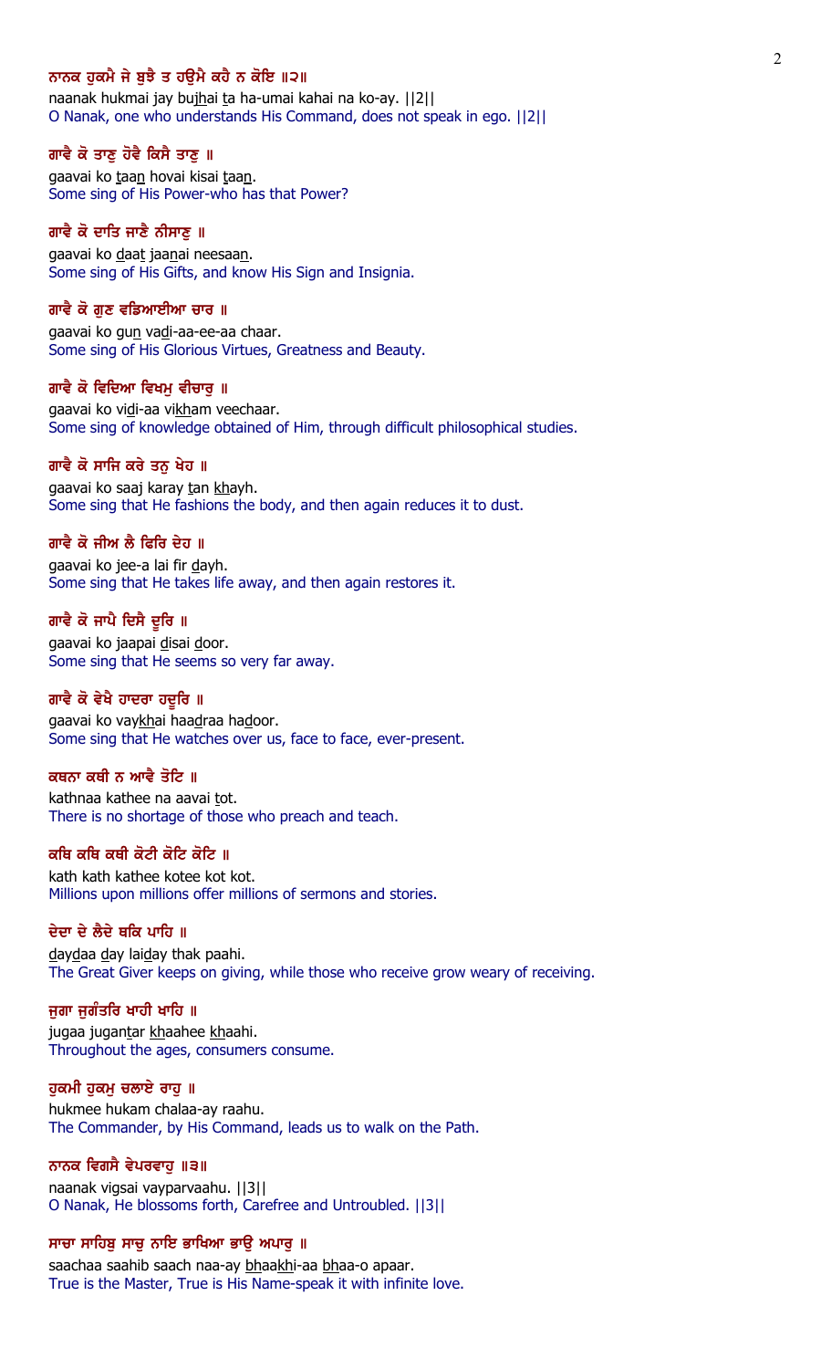**ਨਾਨਕ ਹੁਕਮੈ ਜੇ ਬੁਝੈ ਤ ਹਉਮੈ ਕਹੈ ਨ ਕੋਇ ॥੨॥**

naanak hukmai jay bujhai ta ha-umai kahai na ko-ay. ||2||

O Nanak, one who understands His Command, does not speak in ego. ||2||

**ਗਾਵੈ ਕੋ ਤਾਣੁ ਹੋਵੈ ਕਿਸੈ ਤਾਣੁ ॥**

gaavai ko taan hovai kisai taan.

Some sing of His Power-who has that Power?

**ਗਾਵੈ ਕੋ ਦਾਤਿ ਜਾਣੈ ਨੀਸਾਣੁ ॥**

gaavai ko daat jaanai neesaan.

Some sing of His Gifts, and know His Sign and Insignia.

**ਗਾਵੈ ਕੋ ਗੁਣ ਵਡਿਆਈਆ ਚਾਰ ॥**

gaavai ko gun vadi-aa-ee-aa chaar.

Some sing of His Glorious Virtues, Greatness and Beauty.

**ਗਾਵੈ ਕੋ ਵਿਦਿਆ ਵਿਖਮੁ ਵੀਚਾਰੁ ॥**

gaavai ko vidi-aa vikham veechaar.

Some sing of knowledge obtained of Him, through difficult philosophical studies.

**ਗਾਵੈ ਕੋ ਸਾਜਿ ਕਰੇ ਤਨੁ ਖੇਹ ॥**

gaavai ko saaj karay tan khayh.

Some sing that He fashions the body, and then again reduces it to dust.

**ਗਾਵੈ ਕੋ ਜੀਅ ਲੈ ਫਿਰਿ ਦੇਹ ॥**

gaavai ko jee-a lai fir dayh.

Some sing that He takes life away, and then again restores it.

**ਗਾਵੈ ਕੋ ਜਾਪੈ ਦਿਸੈ ਦੂਰਿ ॥**

gaavai ko jaapai disai door.

Some sing that He seems so very far away.

**ਗਾਵੈ ਕੋ ਵੇਖੈ ਹਾਦਰਾ ਹਦੂਰਿ ॥**

gaavai ko vaykhai haadraa hadoor.

Some sing that He watches over us, face to face, ever-present.

**ਕਥਨਾ ਕਥੀ ਨ ਆਵੈ ਤੋਟਿ ॥**

kathnaa kathee na aavai tot.

There is no shortage of those who preach and teach.

**ਕਥਿ ਕਥਿ ਕਥੀ ਕੋਟੀ ਕੋਟਿ ਕੋਟਿ ॥**

kath kath kathee kotee kot kot.

Millions upon millions offer millions of sermons and stories.

**ਦੇਦਾ ਦੇ ਲੈਦੇ ਥਕਿ ਪਾਹਿ ॥**

daydaa day laiday thak paahi.

The Great Giver keeps on giving, while those who receive grow weary of receiving.

**ਜੁਗਾ ਜੁਗੰਤਰਿ ਖਾਹੀ ਖਾਹਿ ॥**

jugaa jugantar khaahee khaahi.

Throughout the ages, consumers consume.

**ਹੁਕਮੀ ਹੁਕਮੁ ਚਲਾਏ ਰਾਹੁ ॥**

hukmee hukam chalaa-ay raahu.

The Commander, by His Command, leads us to walk on the Path.

**ਨਾਨਕ ਵਿਗਸੈ ਵੇਪਰਵਾਹੁ ॥੩॥**

naanak vigsai vayparvaahu. ||3||

O Nanak, He blossoms forth, Carefree and Untroubled. ||3||

**ਸਾਚਾ ਸਾਹਿਬੁ ਸਾਚੁ ਨਾਇ ਭਾਖਿਆ ਭਾਉ ਅਪਾਰੁ ॥**

saachaa saahib saach naa-ay bhaakhi-aa bhaa-o apaar.

True is the Master, True is His Name-speak it with infinite love.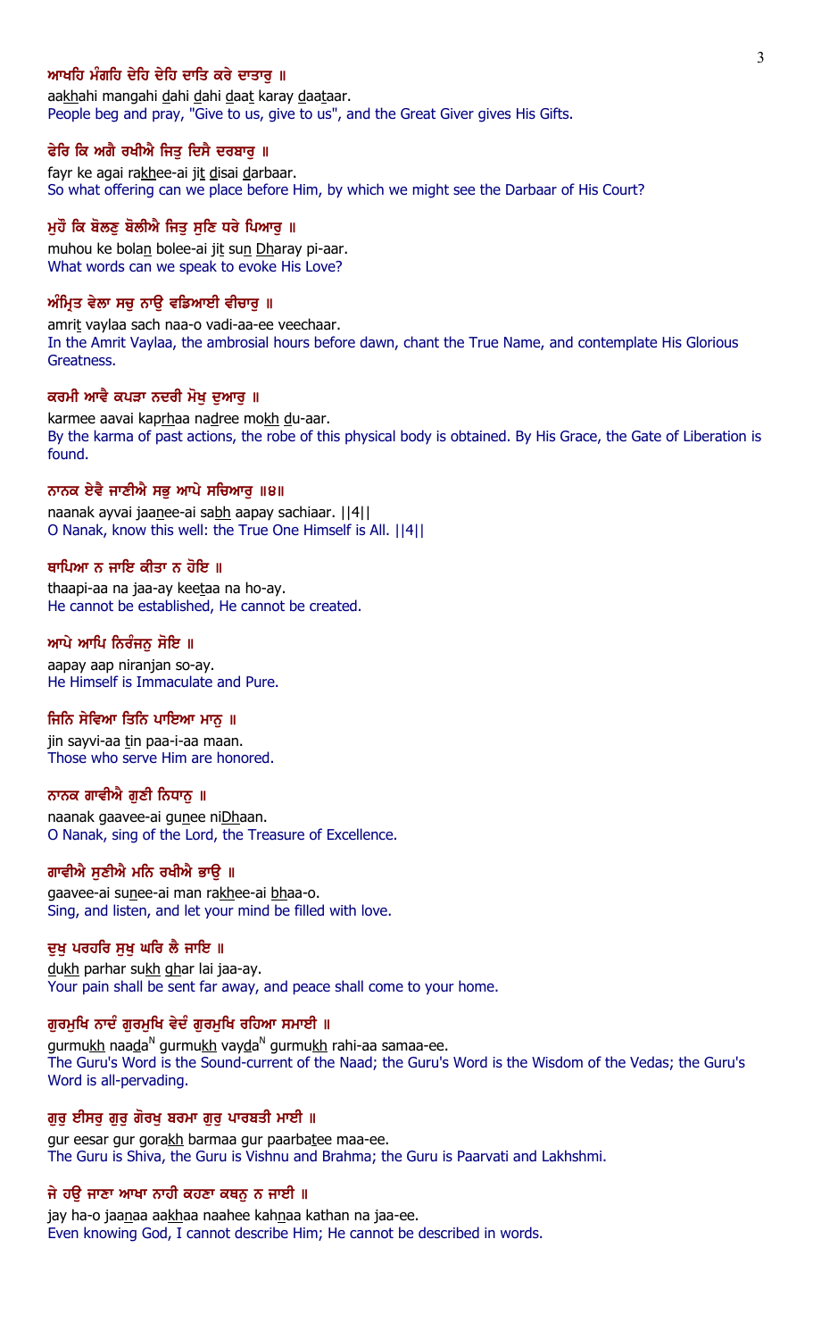**ਆਖਹਿ ਮੰਗਹਿ ਦੇਹਿ ਦੇਹਿ ਦਾਤਿ ਕਰੇ ਦਾਤਾਰੁ ॥**

aakhahi mangahi dahi dahi daat karay daataar.

People beg and pray, "Give to us, give to us", and the Great Giver gives His Gifts.

**ਫੇਰਿ ਕਿ ਅਗੈ ਰਖੀਐ ਜਿਤੁ ਦਿਸੈ ਦਰਬਾਰੁ ॥**

fayr ke agai rakhee-ai jit disai darbaar.

So what offering can we place before Him, by which we might see the Darbaar of His Court?

**ਮੁਹੌ ਕਿ ਬੋਲਣੁ ਬੋਲੀਐ ਜਿਤੁ ਸੁਣਿ ਧਰੇ ਪਿਆਰੁ ॥**

muhou ke bolan bolee-ai jit sun Dharay pi-aar.

What words can we speak to evoke His Love?

**ਅੰਮ੍ਰਿਤ ਵੇਲਾ ਸਚੁ ਨਾਉ ਵਡਿਆਈ ਵੀਚਾਰੁ ॥**

amrit vaylaa sach naa-o vadi-aa-ee veechaar.

In the Amrit Vaylaa, the ambrosial hours before dawn, chant the True Name, and contemplate His Glorious Greatness.

**ਕਰਮੀ ਆਵੈ ਕਪੜਾ ਨਦਰੀ ਮੋਖੁ ਦੁਆਰੁ ॥**

karmee aavai kaprhaa nadree mokh du-aar.

By the karma of past actions, the robe of this physical body is obtained. By His Grace, the Gate of Liberation is found.

**ਨਾਨਕ ਏਵੈ ਜਾਣੀਐ ਸਭੁ ਆਪੇ ਸਚਿਆਰੁ ॥੪॥**

naanak ayvai jaanee-ai sabh aapay sachiaar. ||4||

O Nanak, know this well: the True One Himself is All. ||4||

**ਥਾਪਿਆ ਨ ਜਾਇ ਕੀਤਾ ਨ ਹੋਇ ॥**

thaapi-aa na jaa-ay keetaa na ho-ay.

He cannot be established, He cannot be created.

**ਆਪੇ ਆਪਿ ਨਿਰੰਜਨੁ ਸੋਇ ॥**

aapay aap niranjan so-ay.

He Himself is Immaculate and Pure.

**ਜਿਨਿ ਸੇਵਿਆ ਤਿਨਿ ਪਾਇਆ ਮਾਨੁ ॥**

jin sayvi-aa tin paa-i-aa maan.

Those who serve Him are honored.

**ਨਾਨਕ ਗਾਵੀਐ ਗੁਣੀ ਨਿਧਾਨੁ ॥**

naanak gaavee-ai gunee niDhaan.

O Nanak, sing of the Lord, the Treasure of Excellence.

**ਗਾਵੀਐ ਸੁਣੀਐ ਮਨਿ ਰਖੀਐ ਭਾਉ ॥**

gaavee-ai sunee-ai man rakhee-ai bhaa-o.

Sing, and listen, and let your mind be filled with love.

**ਦੁਖੁ ਪਰਹਰਿ ਸੁਖੁ ਘਰਿ ਲੈ ਜਾਇ ॥**

dukh parhar sukh ghar lai jaa-ay.

Your pain shall be sent far away, and peace shall come to your home.

**ਗੁਰਮੁਖਿ ਨਾਦੰ ਗੁਰਮੁਖਿ ਵੇਦੰ ਗੁਰਮੁਖਿ ਰਹਿਆ ਸਮਾਈ ॥**

gurmukh naada^N gurmukh vayda^N gurmukh rahi-aa samaa-ee.

The Guru's Word is the Sound-current of the Naad; the Guru's Word is the Wisdom of the Vedas; the Guru's Word is all-pervading.

**ਗੁਰੁ ਈਸਰੁ ਗੁਰੁ ਗੋਰਖੁ ਬਰਮਾ ਗੁਰੁ ਪਾਰਬਤੀ ਮਾਈ ॥**

gur eesar gur gorakh barmaa gur paarbatee maa-ee.

The Guru is Shiva, the Guru is Vishnu and Brahma; the Guru is Paarvati and Lakhshmi.

**ਜੇ ਹਉ ਜਾਣਾ ਆਖਾ ਨਾਹੀ ਕਹਣਾ ਕਥਨੁ ਨ ਜਾਈ ॥**

jay ha-o jaanaa aakhaa naahee kahnaa kathan na jaa-ee.

Even knowing God, I cannot describe Him; He cannot be described in words.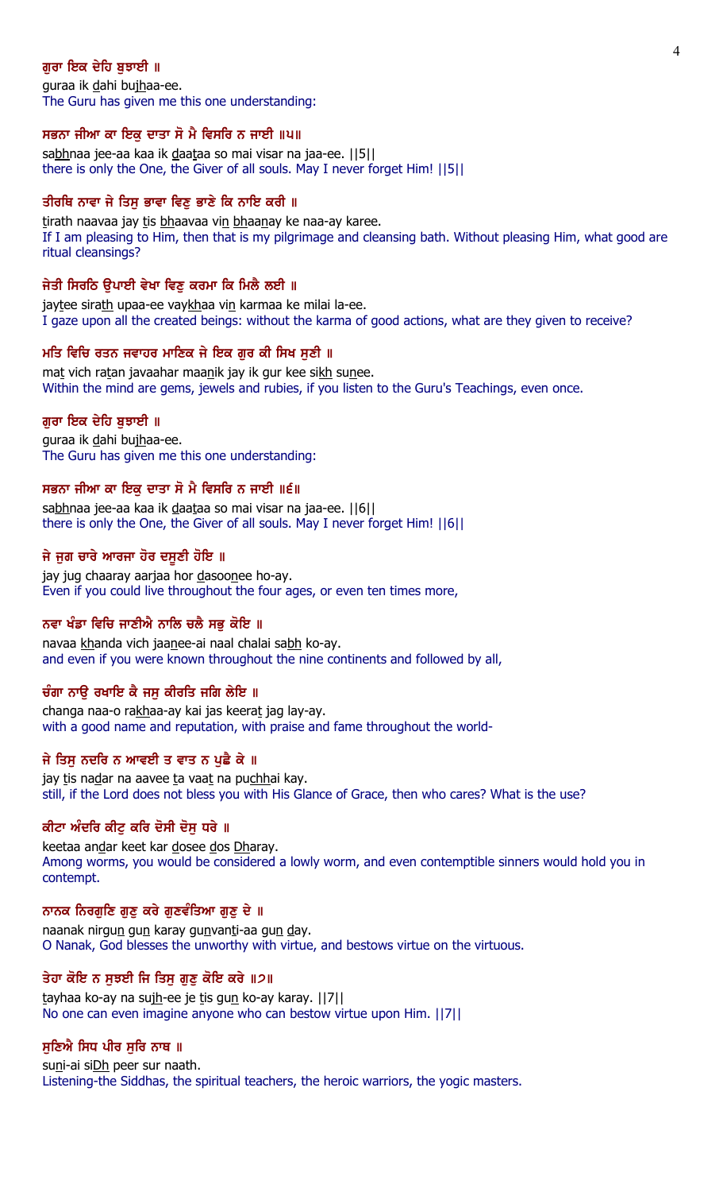**ਗੁਰਾ ਇਕ ਦੇਹਿ ਬੁਝਾਈ ॥**

guraa ik dahi bujhaa-ee.

The Guru has given me this one understanding:

**ਸਭਨਾ ਜੀਆ ਕਾ ਇਕੁ ਦਾਤਾ ਸੋ ਮੈ ਵਿਸਰਿ ਨ ਜਾਈ ॥੫॥**

sabhnaa jee-aa kaa ik daataa so mai visar na jaa-ee. ||5||

there is only the One, the Giver of all souls. May I never forget Him! ||5||

**ਤੀਰਥਿ ਨਾਵਾ ਜੇ ਤਿਸੁ ਭਾਵਾ ਵਿਣੁ ਭਾਣੇ ਕਿ ਨਾਇ ਕਰੀ ॥**

tirath naavaa jay tis bhaavaa vin bhaanay ke naa-ay karee.

If I am pleasing to Him, then that is my pilgrimage and cleansing bath. Without pleasing Him, what good are ritual cleansings?

**ਜੇਤੀ ਸਿਰਠਿ ਉਪਾਈ ਵੇਖਾ ਵਿਣੁ ਕਰਮਾ ਕਿ ਮਿਲੈ ਲਈ ॥**

jaytee sirath upaa-ee vaykhaa vin karmaa ke milai la-ee.

I gaze upon all the created beings: without the karma of good actions, what are they given to receive?

**ਮਤਿ ਵਿਚਿ ਰਤਨ ਜਵਾਹਰ ਮਾਣਿਕ ਜੇ ਇਕ ਗੁਰ ਕੀ ਸਿਖ ਸੁਣੀ ॥**

mat vich ratan javaahar maanik jay ik gur kee sikh sunee.

Within the mind are gems, jewels and rubies, if you listen to the Guru's Teachings, even once.

**ਗੁਰਾ ਇਕ ਦੇਹਿ ਬੁਝਾਈ ॥**

guraa ik dahi bujhaa-ee.

The Guru has given me this one understanding:

**ਸਭਨਾ ਜੀਆ ਕਾ ਇਕੁ ਦਾਤਾ ਸੋ ਮੈ ਵਿਸਰਿ ਨ ਜਾਈ ॥੬॥**

sabhnaa jee-aa kaa ik daataa so mai visar na jaa-ee. ||6||

there is only the One, the Giver of all souls. May I never forget Him! ||6||

**ਜੇ ਜੁਗ ਚਾਰੇ ਆਰਜਾ ਹੋਰ ਦਸੂਣੀ ਹੋਇ ॥**

jay jug chaaray aarjaa hor dasoonee ho-ay.

Even if you could live throughout the four ages, or even ten times more,

**ਨਵਾ ਖੰਡਾ ਵਿਚਿ ਜਾਣੀਐ ਨਾਲਿ ਚਲੈ ਸਭੁ ਕੋਇ ॥**

navaa khanda vich jaanee-ai naal chalai sabh ko-ay.

and even if you were known throughout the nine continents and followed by all,

**ਚੰਗਾ ਨਾਉ ਰਖਾਇ ਕੈ ਜਸੁ ਕੀਰਤਿ ਜਗਿ ਲੇਇ ॥**

changa naa-o rakhaa-ay kai jas keerat jag lay-ay.

with a good name and reputation, with praise and fame throughout the world-

**ਜੇ ਤਿਸੁ ਨਦਰਿ ਨ ਆਵਈ ਤ ਵਾਤ ਨ ਪੁਛੈ ਕੇ ॥**

jay tis nadar na aavee ta vaat na puchhai kay.

still, if the Lord does not bless you with His Glance of Grace, then who cares? What is the use?

**ਕੀਟਾ ਅੰਦਰਿ ਕੀਟੁ ਕਰਿ ਦੋਸੀ ਦੋਸੁ ਧਰੇ ॥**

keetaa andar keet kar dosee dos Dharay.

Among worms, you would be considered a lowly worm, and even contemptible sinners would hold you in contempt.

**ਨਾਨਕ ਨਿਰਗੁਣਿ ਗੁਣੁ ਕਰੇ ਗੁਣਵੰਤਿਆ ਗੁਣੁ ਦੇ ॥**

naanak nirgun gun karay gunvanti-aa gun day.

O Nanak, God blesses the unworthy with virtue, and bestows virtue on the virtuous.

**ਤੇਹਾ ਕੋਇ ਨ ਸੁਝਈ ਜਿ ਤਿਸੁ ਗੁਣੁ ਕੋਇ ਕਰੇ ॥੭॥**

tayhaa ko-ay na sujh-ee je tis gun ko-ay karay. ||7||

No one can even imagine anyone who can bestow virtue upon Him. ||7||

**ਸੁਣਿਐ ਸਿਧ ਪੀਰ ਸੁਰਿ ਨਾਥ ॥**

suni-ai siDh peer sur naath.

Listening-the Siddhas, the spiritual teachers, the heroic warriors, the yogic masters.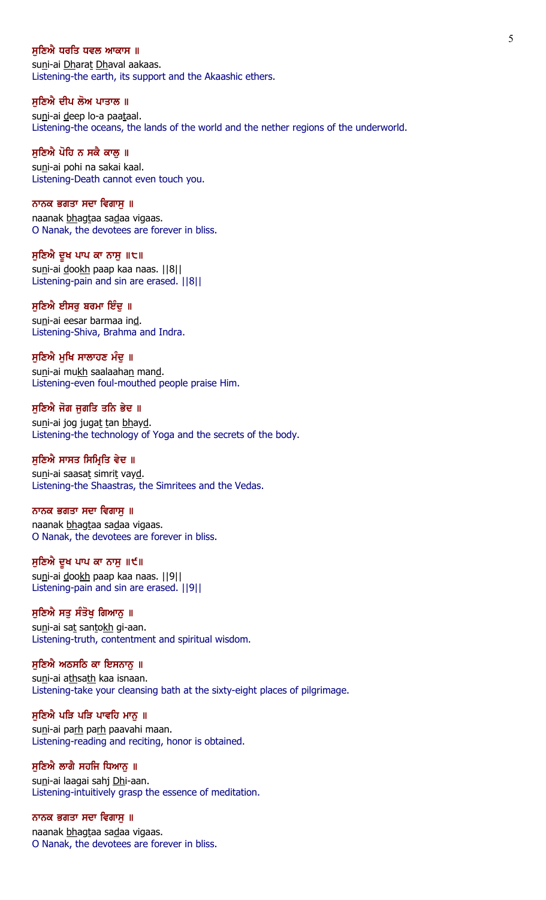**ਸੁਣਿਐ ਧਰਤਿ ਧਵਲ ਆਕਾਸ ॥**
suni-ai Dharat Dhaval aakaas.
Listening-the earth, its support and the Akaashic ethers.

**ਸੁਣਿਐ ਦੀਪ ਲੋਅ ਪਾਤਾਲ ॥**
suni-ai deep lo-a paataal.
Listening-the oceans, the lands of the world and the nether regions of the underworld.

**ਸੁਣਿਐ ਪੋਹਿ ਨ ਸਕੈ ਕਾਲੁ ॥**
suni-ai pohi na sakai kaal.
Listening-Death cannot even touch you.

**ਨਾਨਕ ਭਗਤਾ ਸਦਾ ਵਿਗਾਸੁ ॥**
naanak bhagtaa sadaa vigaas.
O Nanak, the devotees are forever in bliss.

**ਸੁਣਿਐ ਦੂਖ ਪਾਪ ਕਾ ਨਾਸੁ ॥੮॥**
suni-ai dookh paap kaa naas. ||8||
Listening-pain and sin are erased. ||8||

**ਸੁਣਿਐ ਈਸਰੁ ਬਰਮਾ ਇੰਦੁ ॥**
suni-ai eesar barmaa ind.
Listening-Shiva, Brahma and Indra.

**ਸੁਣਿਐ ਮੁਖਿ ਸਾਲਾਹਣ ਮੰਦੁ ॥**
suni-ai mukh saalaahan mand.
Listening-even foul-mouthed people praise Him.

**ਸੁਣਿਐ ਜੋਗ ਜੁਗਤਿ ਤਨਿ ਭੇਦ ॥**
suni-ai jog jugat tan bhayd.
Listening-the technology of Yoga and the secrets of the body.

**ਸੁਣਿਐ ਸਾਸਤ ਸਿਮ੍ਰਿਤਿ ਵੇਦ ॥**
suni-ai saasat simrit vayd.
Listening-the Shaastras, the Simritees and the Vedas.

**ਨਾਨਕ ਭਗਤਾ ਸਦਾ ਵਿਗਾਸੁ ॥**
naanak bhagtaa sadaa vigaas.
O Nanak, the devotees are forever in bliss.

**ਸੁਣਿਐ ਦੂਖ ਪਾਪ ਕਾ ਨਾਸੁ ॥੯॥**
suni-ai dookh paap kaa naas. ||9||
Listening-pain and sin are erased. ||9||

**ਸੁਣਿਐ ਸਤੁ ਸੰਤੋਖੁ ਗਿਆਨੁ ॥**
suni-ai sat santokh gi-aan.
Listening-truth, contentment and spiritual wisdom.

**ਸੁਣਿਐ ਅਠਸਠਿ ਕਾ ਇਸਨਾਨੁ ॥**
suni-ai athsath kaa isnaan.
Listening-take your cleansing bath at the sixty-eight places of pilgrimage.

**ਸੁਣਿਐ ਪੜਿ ਪੜਿ ਪਾਵਹਿ ਮਾਨੁ ॥**
suni-ai parh parh paavahi maan.
Listening-reading and reciting, honor is obtained.

**ਸੁਣਿਐ ਲਾਗੈ ਸਹਜਿ ਧਿਆਨੁ ॥**
suni-ai laagai sahj Dhi-aan.
Listening-intuitively grasp the essence of meditation.

**ਨਾਨਕ ਭਗਤਾ ਸਦਾ ਵਿਗਾਸੁ ॥**
naanak bhagtaa sadaa vigaas.
O Nanak, the devotees are forever in bliss.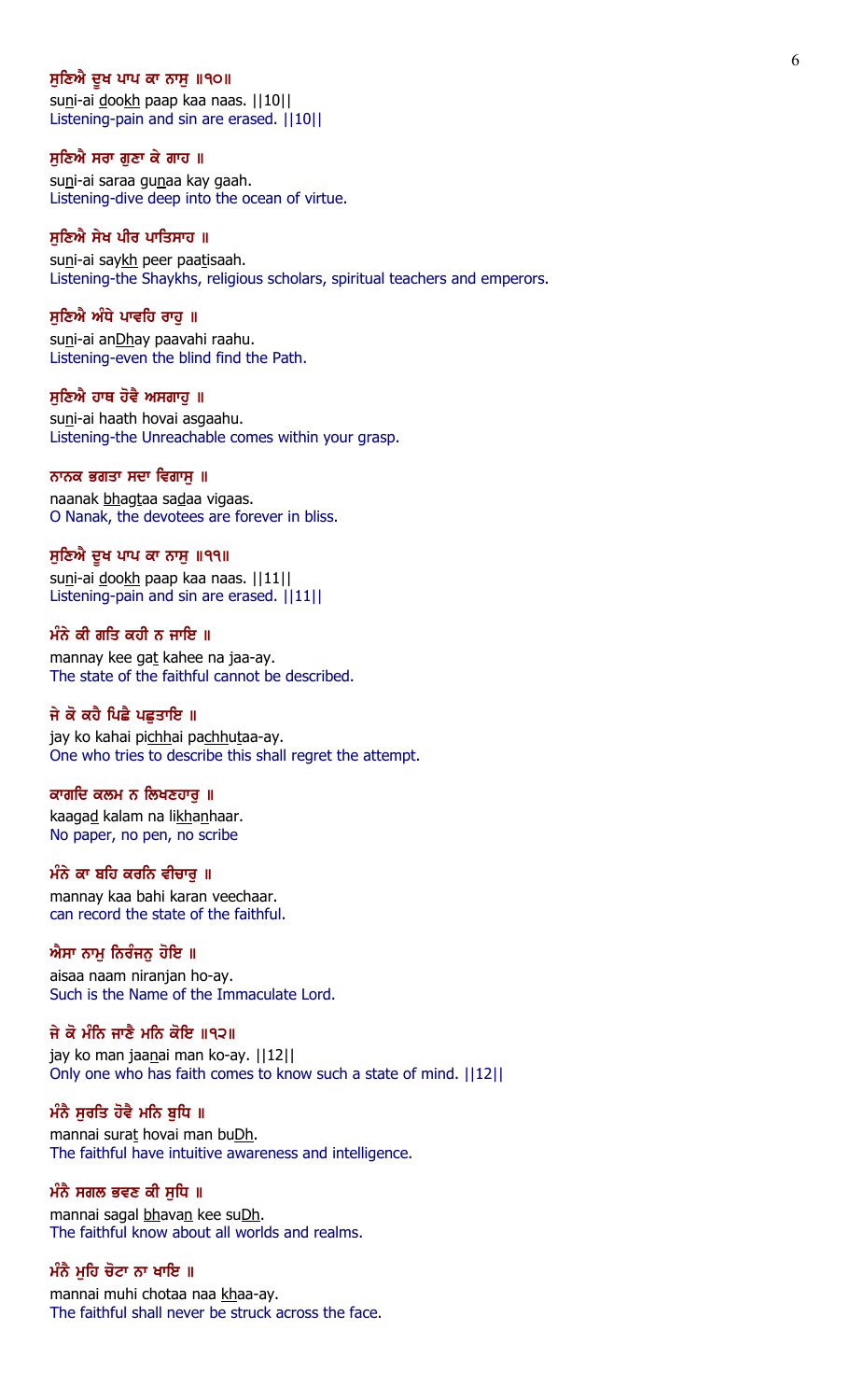ਸੁਣਿਐ ਦੂਖ ਪਾਪ ਕਾ ਨਾਸੁ ॥੧੦॥

suni-ai dookh paap kaa naas. ||10||

Listening-pain and sin are erased. ||10||

ਸੁਣਿਐ ਸਰਾ ਗੁਣਾ ਕੇ ਗਾਹ ॥

suni-ai saraa gunaa kay gaah.

Listening-dive deep into the ocean of virtue.

ਸੁਣਿਐ ਸੇਖ ਪੀਰ ਪਾਤਿਸਾਹ ॥

suni-ai saykh peer paatisaah.

Listening-the Shaykhs, religious scholars, spiritual teachers and emperors.

ਸੁਣਿਐ ਅੰਧੇ ਪਾਵਹਿ ਰਾਹੁ ॥

suni-ai anDhay paavahi raahu.

Listening-even the blind find the Path.

ਸੁਣਿਐ ਹਾਥ ਹੋਵੈ ਅਸਗਾਹੁ ॥

suni-ai haath hovai asgaahu.

Listening-the Unreachable comes within your grasp.

ਨਾਨਕ ਭਗਤਾ ਸਦਾ ਵਿਗਾਸੁ ॥

naanak bhagtaa sadaa vigaas.

O Nanak, the devotees are forever in bliss.

ਸੁਣਿਐ ਦੂਖ ਪਾਪ ਕਾ ਨਾਸੁ ॥੧੧॥

suni-ai dookh paap kaa naas. ||11||

Listening-pain and sin are erased. ||11||

ਮੰਨੇ ਕੀ ਗਤਿ ਕਹੀ ਨ ਜਾਇ ॥

mannay kee gat kahee na jaa-ay.

The state of the faithful cannot be described.

ਜੇ ਕੋ ਕਹੈ ਪਿਛੈ ਪਛੁਤਾਇ ॥

jay ko kahai pichhai pachhutaa-ay.

One who tries to describe this shall regret the attempt.

ਕਾਗਦਿ ਕਲਮ ਨ ਲਿਖਣਹਾਰੁ ॥

kaagad kalam na likhanhaar.

No paper, no pen, no scribe

ਮੰਨੇ ਕਾ ਬਹਿ ਕਰਨਿ ਵੀਚਾਰੁ ॥

mannay kaa bahi karan veechaar.

can record the state of the faithful.

ਐਸਾ ਨਾਮੁ ਨਿਰੰਜਨੁ ਹੋਇ ॥

aisaa naam niranjan ho-ay.

Such is the Name of the Immaculate Lord.

ਜੇ ਕੋ ਮੰਨਿ ਜਾਣੈ ਮਨਿ ਕੋਇ ॥੧੨॥

jay ko man jaanai man ko-ay. ||12||

Only one who has faith comes to know such a state of mind. ||12||

ਮੰਨੈ ਸੁਰਤਿ ਹੋਵੈ ਮਨਿ ਬੁਧਿ ॥

mannai surat hovai man buDh.

The faithful have intuitive awareness and intelligence.

ਮੰਨੈ ਸਗਲ ਭਵਣ ਕੀ ਸੁਧਿ ॥

mannai sagal bhavan kee suDh.

The faithful know about all worlds and realms.

ਮੰਨੈ ਮੁਹਿ ਚੋਟਾ ਨਾ ਖਾਇ ॥

mannai muhi chotaa naa khaa-ay.

The faithful shall never be struck across the face.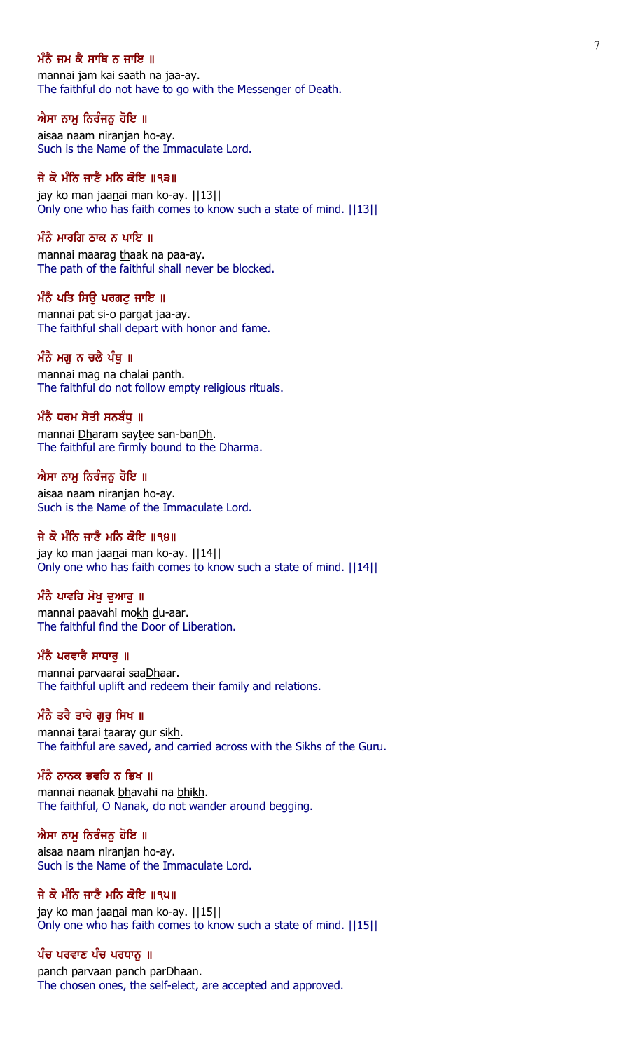**ਮੰਨੈ ਜਮ ਕੈ ਸਾਥਿ ਨ ਜਾਇ ॥**

mannai jam kai saath na jaa-ay.

The faithful do not have to go with the Messenger of Death.

**ਐਸਾ ਨਾਮੁ ਨਿਰੰਜਨੁ ਹੋਇ ॥**

aisaa naam niranjan ho-ay.

Such is the Name of the Immaculate Lord.

**ਜੇ ਕੋ ਮੰਨਿ ਜਾਣੈ ਮਨਿ ਕੋਇ ॥੧੩॥**

jay ko man jaanai man ko-ay. ||13||

Only one who has faith comes to know such a state of mind. ||13||

**ਮੰਨੈ ਮਾਰਗਿ ਠਾਕ ਨ ਪਾਇ ॥**

mannai maarag thaak na paa-ay.

The path of the faithful shall never be blocked.

**ਮੰਨੈ ਪਤਿ ਸਿਉ ਪਰਗਟੁ ਜਾਇ ॥**

mannai pat si-o pargat jaa-ay.

The faithful shall depart with honor and fame.

**ਮੰਨੈ ਮਗੁ ਨ ਚਲੈ ਪੰਥੁ ॥**

mannai mag na chalai panth.

The faithful do not follow empty religious rituals.

**ਮੰਨੈ ਧਰਮ ਸੇਤੀ ਸਨਬੰਧੁ ॥**

mannai Dharam saytee san-banDh.

The faithful are firmly bound to the Dharma.

**ਐਸਾ ਨਾਮੁ ਨਿਰੰਜਨੁ ਹੋਇ ॥**

aisaa naam niranjan ho-ay.

Such is the Name of the Immaculate Lord.

**ਜੇ ਕੋ ਮੰਨਿ ਜਾਣੈ ਮਨਿ ਕੋਇ ॥੧੪॥**

jay ko man jaanai man ko-ay. ||14||

Only one who has faith comes to know such a state of mind. ||14||

**ਮੰਨੈ ਪਾਵਹਿ ਮੋਖੁ ਦੁਆਰੁ ॥**

mannai paavahi mokh du-aar.

The faithful find the Door of Liberation.

**ਮੰਨੈ ਪਰਵਾਰੈ ਸਾਧਾਰੁ ॥**

mannai parvaarai saaDhaar.

The faithful uplift and redeem their family and relations.

**ਮੰਨੈ ਤਰੈ ਤਾਰੇ ਗੁਰੁ ਸਿਖ ॥**

mannai tarai taaray gur sikh.

The faithful are saved, and carried across with the Sikhs of the Guru.

**ਮੰਨੈ ਨਾਨਕ ਭਵਹਿ ਨ ਭਿਖ ॥**

mannai naanak bhavahi na bhikh.

The faithful, O Nanak, do not wander around begging.

**ਐਸਾ ਨਾਮੁ ਨਿਰੰਜਨੁ ਹੋਇ ॥**

aisaa naam niranjan ho-ay.

Such is the Name of the Immaculate Lord.

**ਜੇ ਕੋ ਮੰਨਿ ਜਾਣੈ ਮਨਿ ਕੋਇ ॥੧੫॥**

jay ko man jaanai man ko-ay. ||15||

Only one who has faith comes to know such a state of mind. ||15||

**ਪੰਚ ਪਰਵਾਣ ਪੰਚ ਪਰਧਾਨੁ ॥**

panch parvaan panch parDhaan.

The chosen ones, the self-elect, are accepted and approved.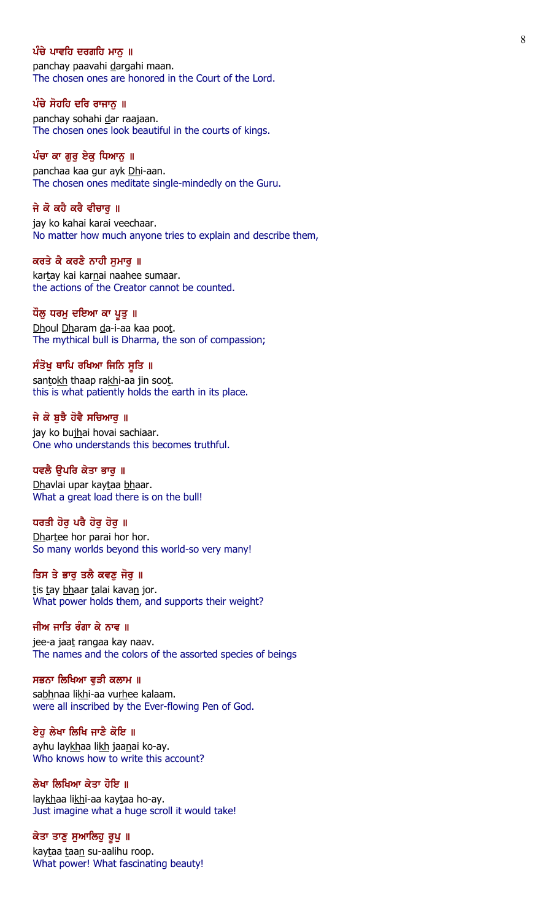ਪੰਚੇ ਪਾਵਹਿ ਦਰਗਹਿ ਮਾਨੁ ॥
panchay paavahi dargahi maan.
The chosen ones are honored in the Court of the Lord.

ਪੰਚੇ ਸੋਹਹਿ ਦਰਿ ਰਾਜਾਨੁ ॥
panchay sohahi dar raajaan.
The chosen ones look beautiful in the courts of kings.

ਪੰਚਾ ਕਾ ਗੁਰੁ ਏਕੁ ਧਿਆਨੁ ॥
panchaa kaa gur ayk Dhi-aan.
The chosen ones meditate single-mindedly on the Guru.

ਜੇ ਕੋ ਕਹੈ ਕਰੈ ਵੀਚਾਰੁ ॥
jay ko kahai karai veechaar.
No matter how much anyone tries to explain and describe them,

ਕਰਤੇ ਕੈ ਕਰਣੈ ਨਾਹੀ ਸੁਮਾਰੁ ॥
kartay kai karnai naahee sumaar.
the actions of the Creator cannot be counted.

ਧੌਲੁ ਧਰਮੁ ਦਇਆ ਕਾ ਪੂਤੁ ॥
Dhoul Dharam da-i-aa kaa poot.
The mythical bull is Dharma, the son of compassion;

ਸੰਤੋਖੁ ਥਾਪਿ ਰਖਿਆ ਜਿਨਿ ਸੂਤਿ ॥
santokh thaap rakhi-aa jin soot.
this is what patiently holds the earth in its place.

ਜੇ ਕੋ ਬੁਝੈ ਹੋਵੈ ਸਚਿਆਰੁ ॥
jay ko bujhai hovai sachiaar.
One who understands this becomes truthful.

ਧਵਲੈ ਉਪਰਿ ਕੇਤਾ ਭਾਰੁ ॥
Dhavlai upar kaytaa bhaar.
What a great load there is on the bull!

ਧਰਤੀ ਹੋਰੁ ਪਰੈ ਹੋਰੁ ਹੋਰੁ ॥
Dhartee hor parai hor hor.
So many worlds beyond this world-so very many!

ਤਿਸ ਤੇ ਭਾਰੁ ਤਲੈ ਕਵਣੁ ਜੋਰੁ ॥
tis tay bhaar talai kavan jor.
What power holds them, and supports their weight?

ਜੀਅ ਜਾਤਿ ਰੰਗਾ ਕੇ ਨਾਵ ॥
jee-a jaat rangaa kay naav.
The names and the colors of the assorted species of beings

ਸਭਨਾ ਲਿਖਿਆ ਵੁੜੀ ਕਲਾਮ ॥
sabhnaa likhi-aa vurhee kalaam.
were all inscribed by the Ever-flowing Pen of God.

ਏਹੁ ਲੇਖਾ ਲਿਖਿ ਜਾਣੈ ਕੋਇ ॥
ayhu laykhaa likh jaanai ko-ay.
Who knows how to write this account?

ਲੇਖਾ ਲਿਖਿਆ ਕੇਤਾ ਹੋਇ ॥
laykhaa likhi-aa kaytaa ho-ay.
Just imagine what a huge scroll it would take!

ਕੇਤਾ ਤਾਣੁ ਸੁਆਲਿਹੁ ਰੂਪੁ ॥
kaytaa taan su-aalihu roop.
What power! What fascinating beauty!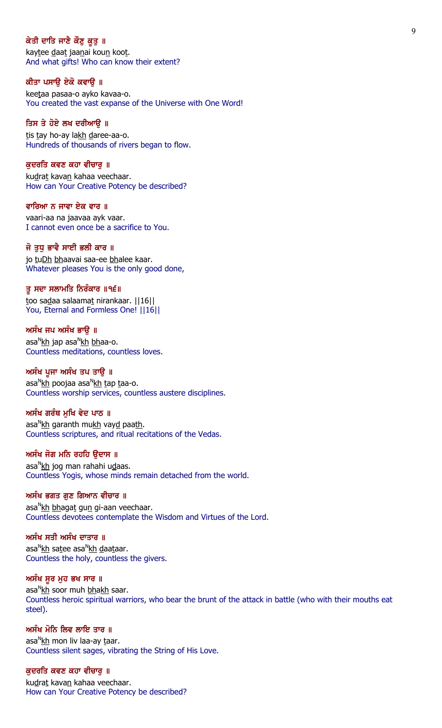**ਕੇਤੀ ਦਾਤਿ ਜਾਣੈ ਕੌਣੁ ਕੂਤੁ ॥**
kaytee daat jaanai koun koot.
And what gifts! Who can know their extent?

**ਕੀਤਾ ਪਸਾਉ ਏਕੋ ਕਵਾਉ ॥**
keetaa pasaa-o ayko kavaa-o.
You created the vast expanse of the Universe with One Word!

**ਤਿਸ ਤੇ ਹੋਏ ਲਖ ਦਰੀਆਉ ॥**
tis tay ho-ay lakh daree-aa-o.
Hundreds of thousands of rivers began to flow.

**ਕੁਦਰਤਿ ਕਵਣ ਕਹਾ ਵੀਚਾਰੁ ॥**
kudrat kavan kahaa veechaar.
How can Your Creative Potency be described?

**ਵਾਰਿਆ ਨ ਜਾਵਾ ਏਕ ਵਾਰ ॥**
vaari-aa na jaavaa ayk vaar.
I cannot even once be a sacrifice to You.

**ਜੋ ਤੁਧੁ ਭਾਵੈ ਸਾਈ ਭਲੀ ਕਾਰ ॥**
jo tuDh bhaavai saa-ee bhalee kaar.
Whatever pleases You is the only good done,

**ਤੂ ਸਦਾ ਸਲਾਮਤਿ ਨਿਰੰਕਾਰ ॥੧੬॥**
too sadaa salaamat nirankaar. ||16||
You, Eternal and Formless One! ||16||

**ਅਸੰਖ ਜਪ ਅਸੰਖ ਭਾਉ ॥**
asaNkh jap asaNkh bhaa-o.
Countless meditations, countless loves.

**ਅਸੰਖ ਪੂਜਾ ਅਸੰਖ ਤਪ ਤਾਉ ॥**
asaNkh poojaa asaNkh tap taa-o.
Countless worship services, countless austere disciplines.

**ਅਸੰਖ ਗਰੰਥ ਮੁਖਿ ਵੇਦ ਪਾਠ ॥**
asaNkh garanth mukh vayd paath.
Countless scriptures, and ritual recitations of the Vedas.

**ਅਸੰਖ ਜੋਗ ਮਨਿ ਰਹਹਿ ਉਦਾਸ ॥**
asaNkh jog man rahahi udaas.
Countless Yogis, whose minds remain detached from the world.

**ਅਸੰਖ ਭਗਤ ਗੁਣ ਗਿਆਨ ਵੀਚਾਰ ॥**
asaNkh bhagat gun gi-aan veechaar.
Countless devotees contemplate the Wisdom and Virtues of the Lord.

**ਅਸੰਖ ਸਤੀ ਅਸੰਖ ਦਾਤਾਰ ॥**
asaNkh satee asaNkh daataar.
Countless the holy, countless the givers.

**ਅਸੰਖ ਸੂਰ ਮੁਹ ਭਖ ਸਾਰ ॥**
asaNkh soor muh bhakh saar.
Countless heroic spiritual warriors, who bear the brunt of the attack in battle (who with their mouths eat steel).

**ਅਸੰਖ ਮੋਨਿ ਲਿਵ ਲਾਇ ਤਾਰ ॥**
asaNkh mon liv laa-ay taar.
Countless silent sages, vibrating the String of His Love.

**ਕੁਦਰਤਿ ਕਵਣ ਕਹਾ ਵੀਚਾਰੁ ॥**
kudrat kavan kahaa veechaar.
How can Your Creative Potency be described?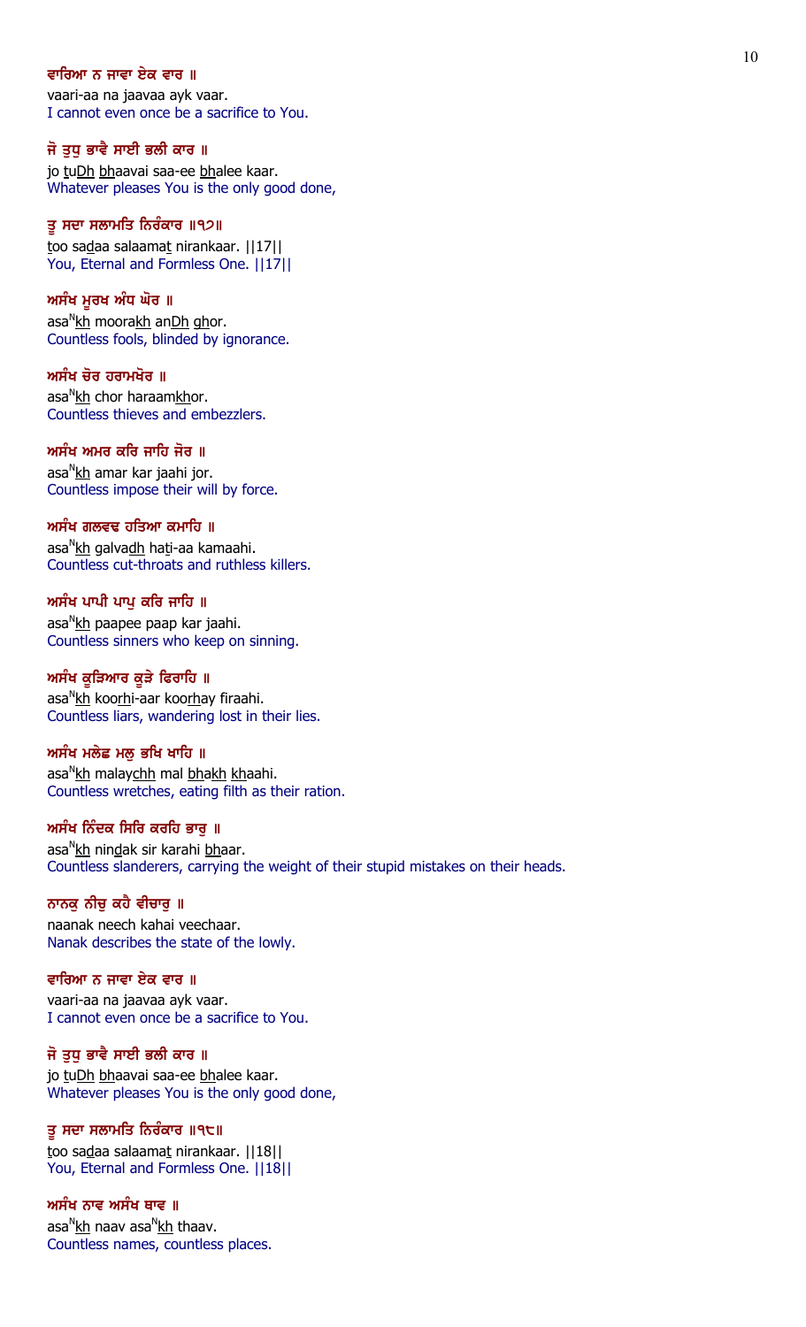**ਵਾਰਿਆ ਨ ਜਾਵਾ ਏਕ ਵਾਰ ॥**

vaari-aa na jaavaa ayk vaar.

I cannot even once be a sacrifice to You.

**ਜੋ ਤੁਧੁ ਭਾਵੈ ਸਾਈ ਭਲੀ ਕਾਰ ॥**

jo tuDh bhaavai saa-ee bhalee kaar.

Whatever pleases You is the only good done,

**ਤੂ ਸਦਾ ਸਲਾਮਤਿ ਨਿਰੰਕਾਰ ॥੧੭॥**

too sadaa salaamat nirankaar. ||17||

You, Eternal and Formless One. ||17||

**ਅਸੰਖ ਮੂਰਖ ਅੰਧ ਘੋਰ ॥**

asaNkh moorakh anDh ghor.

Countless fools, blinded by ignorance.

**ਅਸੰਖ ਚੋਰ ਹਰਾਮਖੋਰ ॥**

asaNkh chor haraamkhor.

Countless thieves and embezzlers.

**ਅਸੰਖ ਅਮਰ ਕਰਿ ਜਾਹਿ ਜੋਰ ॥**

asaNkh amar kar jaahi jor.

Countless impose their will by force.

**ਅਸੰਖ ਗਲਵਢ ਹਤਿਆ ਕਮਾਹਿ ॥**

asaNkh galvadh hati-aa kamaahi.

Countless cut-throats and ruthless killers.

**ਅਸੰਖ ਪਾਪੀ ਪਾਪੁ ਕਰਿ ਜਾਹਿ ॥**

asaNkh paapee paap kar jaahi.

Countless sinners who keep on sinning.

**ਅਸੰਖ ਕੂੜਿਆਰ ਕੂੜੇ ਫਿਰਾਹਿ ॥**

asaNkh koorhi-aar koorhay firaahi.

Countless liars, wandering lost in their lies.

**ਅਸੰਖ ਮਲੇਛ ਮਲੁ ਭਖਿ ਖਾਹਿ ॥**

asaNkh malaychh mal bhakh khaahi.

Countless wretches, eating filth as their ration.

**ਅਸੰਖ ਨਿੰਦਕ ਸਿਰਿ ਕਰਹਿ ਭਾਰੁ ॥**

asaNkh nindak sir karahi bhaar.

Countless slanderers, carrying the weight of their stupid mistakes on their heads.

**ਨਾਨਕੁ ਨੀਚੁ ਕਹੈ ਵੀਚਾਰੁ ॥**

naanak neech kahai veechaar.

Nanak describes the state of the lowly.

**ਵਾਰਿਆ ਨ ਜਾਵਾ ਏਕ ਵਾਰ ॥**

vaari-aa na jaavaa ayk vaar.

I cannot even once be a sacrifice to You.

**ਜੋ ਤੁਧੁ ਭਾਵੈ ਸਾਈ ਭਲੀ ਕਾਰ ॥**

jo tuDh bhaavai saa-ee bhalee kaar.

Whatever pleases You is the only good done,

**ਤੂ ਸਦਾ ਸਲਾਮਤਿ ਨਿਰੰਕਾਰ ॥੧੮॥**

too sadaa salaamat nirankaar. ||18||

You, Eternal and Formless One. ||18||

**ਅਸੰਖ ਨਾਵ ਅਸੰਖ ਥਾਵ ॥**

asaNkh naav asaNkh thaav.

Countless names, countless places.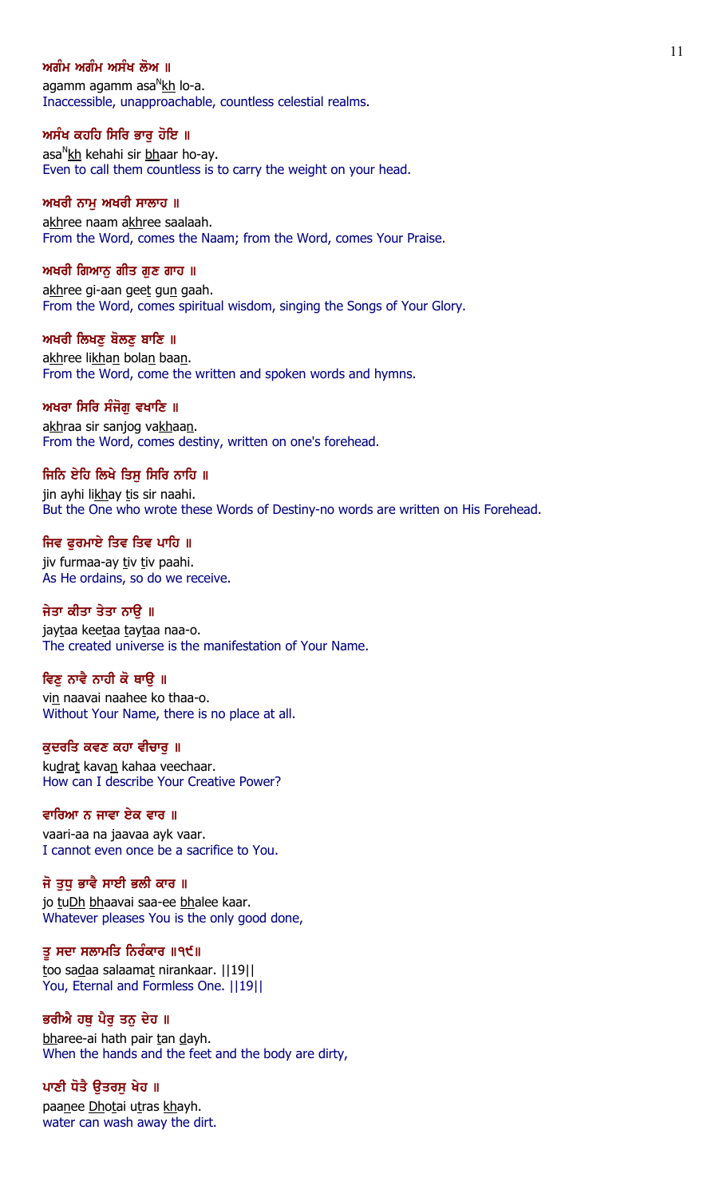**ਅਗੰਮ ਅਗੰਮ ਅਸੰਖ ਲੋਅ ॥**

agamm agamm asaNkh lo-a.

Inaccessible, unapproachable, countless celestial realms.

**ਅਸੰਖ ਕਹਹਿ ਸਿਰਿ ਭਾਰੁ ਹੋਇ ॥**

asaNkh kehahi sir bhaar ho-ay.

Even to call them countless is to carry the weight on your head.

**ਅਖਰੀ ਨਾਮੁ ਅਖਰੀ ਸਾਲਾਹ ॥**

akhree naam akhree saalaah.

From the Word, comes the Naam; from the Word, comes Your Praise.

**ਅਖਰੀ ਗਿਆਨੁ ਗੀਤ ਗੁਣ ਗਾਹ ॥**

akhree gi-aan geet gun gaah.

From the Word, comes spiritual wisdom, singing the Songs of Your Glory.

**ਅਖਰੀ ਲਿਖਣੁ ਬੋਲਣੁ ਬਾਣਿ ॥**

akhree likhan bolan baan.

From the Word, come the written and spoken words and hymns.

**ਅਖਰਾ ਸਿਰਿ ਸੰਜੋਗੁ ਵਖਾਣਿ ॥**

akhraa sir sanjog vakhaan.

From the Word, comes destiny, written on one's forehead.

**ਜਿਨਿ ਏਹਿ ਲਿਖੇ ਤਿਸੁ ਸਿਰਿ ਨਾਹਿ ॥**

jin ayhi likhay tis sir naahi.

But the One who wrote these Words of Destiny-no words are written on His Forehead.

**ਜਿਵ ਫੁਰਮਾਏ ਤਿਵ ਤਿਵ ਪਾਹਿ ॥**

jiv furmaa-ay tiv tiv paahi.

As He ordains, so do we receive.

**ਜੇਤਾ ਕੀਤਾ ਤੇਤਾ ਨਾਉ ॥**

jaytaa keetaa taytaa naa-o.

The created universe is the manifestation of Your Name.

**ਵਿਣੁ ਨਾਵੈ ਨਾਹੀ ਕੋ ਥਾਉ ॥**

vin naavai naahee ko thaa-o.

Without Your Name, there is no place at all.

**ਕੁਦਰਤਿ ਕਵਣ ਕਹਾ ਵੀਚਾਰੁ ॥**

kudrat kavan kahaa veechaar.

How can I describe Your Creative Power?

**ਵਾਰਿਆ ਨ ਜਾਵਾ ਏਕ ਵਾਰ ॥**

vaari-aa na jaavaa ayk vaar.

I cannot even once be a sacrifice to You.

**ਜੋ ਤੁਧੁ ਭਾਵੈ ਸਾਈ ਭਲੀ ਕਾਰ ॥**

jo tuDh bhaavai saa-ee bhalee kaar.

Whatever pleases You is the only good done,

**ਤੂ ਸਦਾ ਸਲਾਮਤਿ ਨਿਰੰਕਾਰ ॥੧੯॥**

too sadaa salaamat nirankaar. ||19||

You, Eternal and Formless One. ||19||

**ਭਰੀਐ ਹਥੁ ਪੈਰੁ ਤਨੁ ਦੇਹ ॥**

bharee-ai hath pair tan dayh.

When the hands and the feet and the body are dirty,

**ਪਾਣੀ ਧੋਤੈ ਉਤਰਸੁ ਖੇਹ ॥**

paanee Dhotai utras khayh.

water can wash away the dirt.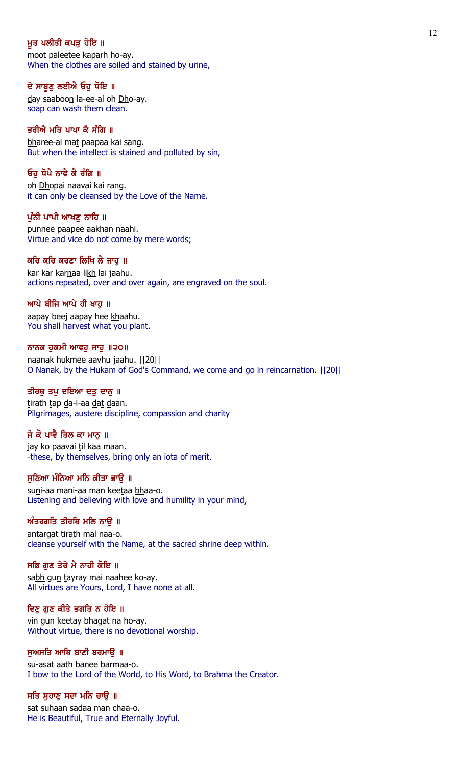ਮੂਤ ਪਲੀਤੀ ਕਪੜੁ ਹੋਇ ॥

moot paleetee kaparh ho-ay.

When the clothes are soiled and stained by urine,

ਦੇ ਸਾਬੂਣੁ ਲਈਐ ਓਹੁ ਧੋਇ ॥

day saaboon la-ee-ai oh Dho-ay.

soap can wash them clean.

ਭਰੀਐ ਮਤਿ ਪਾਪਾ ਕੈ ਸੰਗਿ ॥

bharee-ai mat paapaa kai sang.

But when the intellect is stained and polluted by sin,

ਓਹੁ ਧੋਪੈ ਨਾਵੈ ਕੈ ਰੰਗਿ ॥

oh Dhopai naavai kai rang.

it can only be cleansed by the Love of the Name.

ਪੁੰਨੀ ਪਾਪੀ ਆਖਣੁ ਨਾਹਿ ॥

punnee paapee aakhan naahi.

Virtue and vice do not come by mere words;

ਕਰਿ ਕਰਿ ਕਰਣਾ ਲਿਖਿ ਲੈ ਜਾਹੁ ॥

kar kar karnaa likh lai jaahu.

actions repeated, over and over again, are engraved on the soul.

ਆਪੇ ਬੀਜਿ ਆਪੇ ਹੀ ਖਾਹੁ ॥

aapay beej aapay hee khaahu.

You shall harvest what you plant.

ਨਾਨਕ ਹੁਕਮੀ ਆਵਹੁ ਜਾਹੁ ॥੨੦॥

naanak hukmee aavhu jaahu. ||20||

O Nanak, by the Hukam of God's Command, we come and go in reincarnation. ||20||

ਤੀਰਥੁ ਤਪੁ ਦਇਆ ਦਤੁ ਦਾਨੁ ॥

tirath tap da-i-aa dat daan.

Pilgrimages, austere discipline, compassion and charity

ਜੇ ਕੋ ਪਾਵੈ ਤਿਲ ਕਾ ਮਾਨੁ ॥

jay ko paavai til kaa maan.

-these, by themselves, bring only an iota of merit.

ਸੁਣਿਆ ਮੰਨਿਆ ਮਨਿ ਕੀਤਾ ਭਾਉ ॥

suni-aa mani-aa man keetaa bhaa-o.

Listening and believing with love and humility in your mind,

ਅੰਤਰਗਤਿ ਤੀਰਥਿ ਮਲਿ ਨਾਉ ॥

antargat tirath mal naa-o.

cleanse yourself with the Name, at the sacred shrine deep within.

ਸਭਿ ਗੁਣ ਤੇਰੇ ਮੈ ਨਾਹੀ ਕੋਇ ॥

sabh gun tayray mai naahee ko-ay.

All virtues are Yours, Lord, I have none at all.

ਵਿਣੁ ਗੁਣ ਕੀਤੇ ਭਗਤਿ ਨ ਹੋਇ ॥

vin gun keetay bhagat na ho-ay.

Without virtue, there is no devotional worship.

ਸੁਅਸਤਿ ਆਥਿ ਬਾਣੀ ਬਰਮਾਉ ॥

su-asat aath banee barmaa-o.

I bow to the Lord of the World, to His Word, to Brahma the Creator.

ਸਤਿ ਸੁਹਾਣੁ ਸਦਾ ਮਨਿ ਚਾਉ ॥

sat suhaan sadaa man chaa-o.

He is Beautiful, True and Eternally Joyful.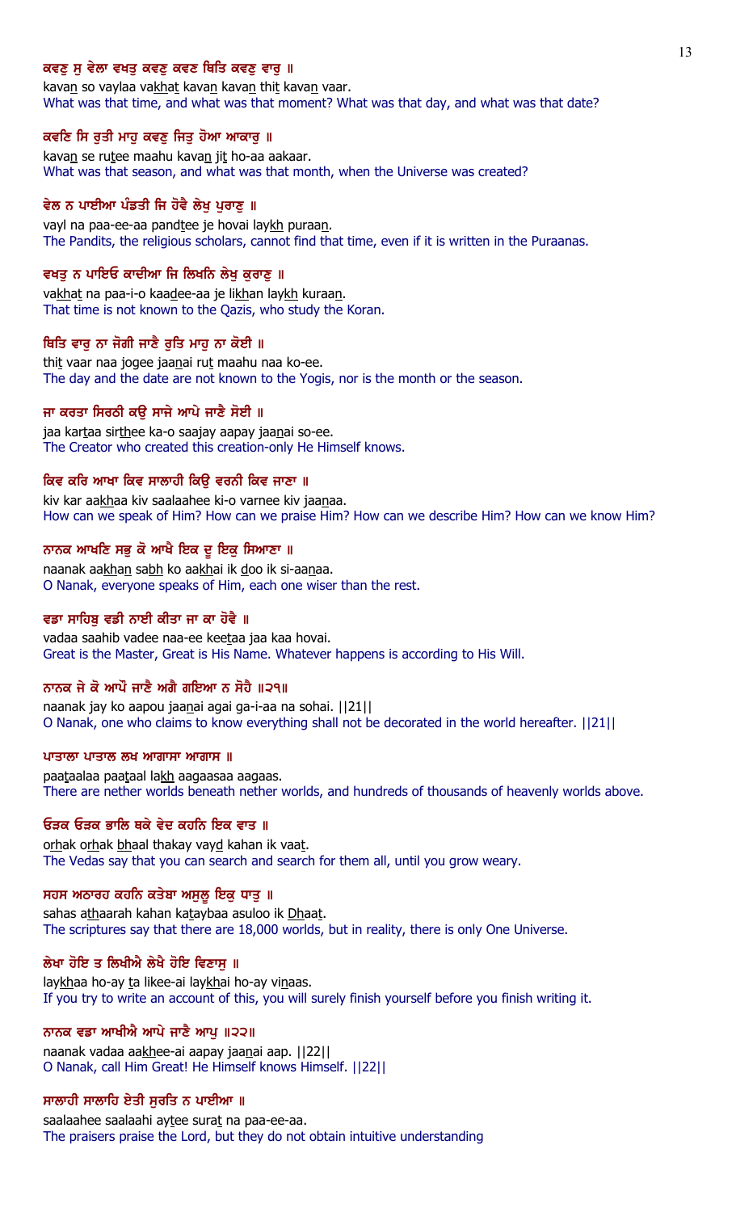**ਕਵਣੁ ਸੁ ਵੇਲਾ ਵਖਤੁ ਕਵਣੁ ਕਵਣ ਥਿਤਿ ਕਵਣੁ ਵਾਰੁ ॥**

kava<u>n</u> so vaylaa va<u>kh</u>a<u>t</u> kava<u>n</u> kava<u>n</u> thi<u>t</u> kava<u>n</u> vaar.

What was that time, and what was that moment? What was that day, and what was that date?

**ਕਵਣਿ ਸਿ ਰੁਤੀ ਮਾਹੁ ਕਵਣੁ ਜਿਤੁ ਹੋਆ ਆਕਾਰੁ ॥**

kava<u>n</u> se ru<u>t</u>ee maahu kava<u>n</u> ji<u>t</u> ho-aa aakaar.

What was that season, and what was that month, when the Universe was created?

**ਵੇਲ ਨ ਪਾਈਆ ਪੰਡਤੀ ਜਿ ਹੋਵੈ ਲੇਖੁ ਪੁਰਾਣੁ ॥**

vayl na paa-ee-aa pand<u>t</u>ee je hovai lay<u>kh</u> puraa<u>n</u>.

The Pandits, the religious scholars, cannot find that time, even if it is written in the Puraanas.

**ਵਖਤੁ ਨ ਪਾਇਓ ਕਾਦੀਆ ਜਿ ਲਿਖਨਿ ਲੇਖੁ ਕੁਰਾਣੁ ॥**

va<u>kh</u>a<u>t</u> na paa-i-o kaa<u>d</u>ee-aa je li<u>kh</u>an lay<u>kh</u> kuraa<u>n</u>.

That time is not known to the Qazis, who study the Koran.

**ਥਿਤਿ ਵਾਰੁ ਨਾ ਜੋਗੀ ਜਾਣੈ ਰੁਤਿ ਮਾਹੁ ਨਾ ਕੋਈ ॥**

thi<u>t</u> vaar naa jogee jaa<u>n</u>ai ru<u>t</u> maahu naa ko-ee.

The day and the date are not known to the Yogis, nor is the month or the season.

**ਜਾ ਕਰਤਾ ਸਿਰਠੀ ਕਉ ਸਾਜੇ ਆਪੇ ਜਾਣੈ ਸੋਈ ॥**

jaa kar<u>t</u>aa sir<u>th</u>ee ka-o saajay aapay jaa<u>n</u>ai so-ee.

The Creator who created this creation-only He Himself knows.

**ਕਿਵ ਕਰਿ ਆਖਾ ਕਿਵ ਸਾਲਾਹੀ ਕਿਉ ਵਰਨੀ ਕਿਵ ਜਾਣਾ ॥**

kiv kar aa<u>kh</u>aa kiv saalaahee ki-o varnee kiv jaa<u>n</u>aa.

How can we speak of Him? How can we praise Him? How can we describe Him? How can we know Him?

**ਨਾਨਕ ਆਖਣਿ ਸਭੁ ਕੋ ਆਖੈ ਇਕ ਦੂ ਇਕੁ ਸਿਆਣਾ ॥**

naanak aa<u>kh</u>an sa<u>bh</u> ko aa<u>kh</u>ai ik <u>d</u>oo ik si-aa<u>n</u>aa.

O Nanak, everyone speaks of Him, each one wiser than the rest.

**ਵਡਾ ਸਾਹਿਬੁ ਵਡੀ ਨਾਈ ਕੀਤਾ ਜਾ ਕਾ ਹੋਵੈ ॥**

vadaa saahib vadee naa-ee kee<u>t</u>aa jaa kaa hovai.

Great is the Master, Great is His Name. Whatever happens is according to His Will.

**ਨਾਨਕ ਜੇ ਕੋ ਆਪੌ ਜਾਣੈ ਅਗੈ ਗਇਆ ਨ ਸੋਹੈ ॥੨੧॥**

naanak jay ko aapou jaa<u>n</u>ai agai ga-i-aa na sohai. ||21||

O Nanak, one who claims to know everything shall not be decorated in the world hereafter. ||21||

**ਪਾਤਾਲਾ ਪਾਤਾਲ ਲਖ ਆਗਾਸਾ ਆਗਾਸ ॥**

paa<u>t</u>aalaa paa<u>t</u>aal la<u>kh</u> aagaasaa aagaas.

There are nether worlds beneath nether worlds, and hundreds of thousands of heavenly worlds above.

**ਓੜਕ ਓੜਕ ਭਾਲਿ ਥਕੇ ਵੇਦ ਕਹਨਿ ਇਕ ਵਾਤ ॥**

o<u>rh</u>ak o<u>rh</u>ak <u>bh</u>aal thakay vay<u>d</u> kahan ik vaa<u>t</u>.

The Vedas say that you can search and search for them all, until you grow weary.

**ਸਹਸ ਅਠਾਰਹ ਕਹਨਿ ਕਤੇਬਾ ਅਸੁਲੂ ਇਕੁ ਧਾਤੁ ॥**

sahas a<u>th</u>aarah kahan ka<u>t</u>aybaa asuloo ik <u>Dh</u>aa<u>t</u>.

The scriptures say that there are 18,000 worlds, but in reality, there is only One Universe.

**ਲੇਖਾ ਹੋਇ ਤ ਲਿਖੀਐ ਲੇਖੈ ਹੋਇ ਵਿਣਾਸੁ ॥**

lay<u>kh</u>aa ho-ay <u>t</u>a likee-ai lay<u>kh</u>ai ho-ay vi<u>n</u>aas.

If you try to write an account of this, you will surely finish yourself before you finish writing it.

**ਨਾਨਕ ਵਡਾ ਆਖੀਐ ਆਪੇ ਜਾਣੈ ਆਪੁ ॥੨੨॥**

naanak vadaa aa<u>kh</u>ee-ai aapay jaa<u>n</u>ai aap. ||22||

O Nanak, call Him Great! He Himself knows Himself. ||22||

**ਸਾਲਾਹੀ ਸਾਲਾਹਿ ਏਤੀ ਸੁਰਤਿ ਨ ਪਾਈਆ ॥**

saalaahee saalaahi ay<u>t</u>ee sura<u>t</u> na paa-ee-aa.

The praisers praise the Lord, but they do not obtain intuitive understanding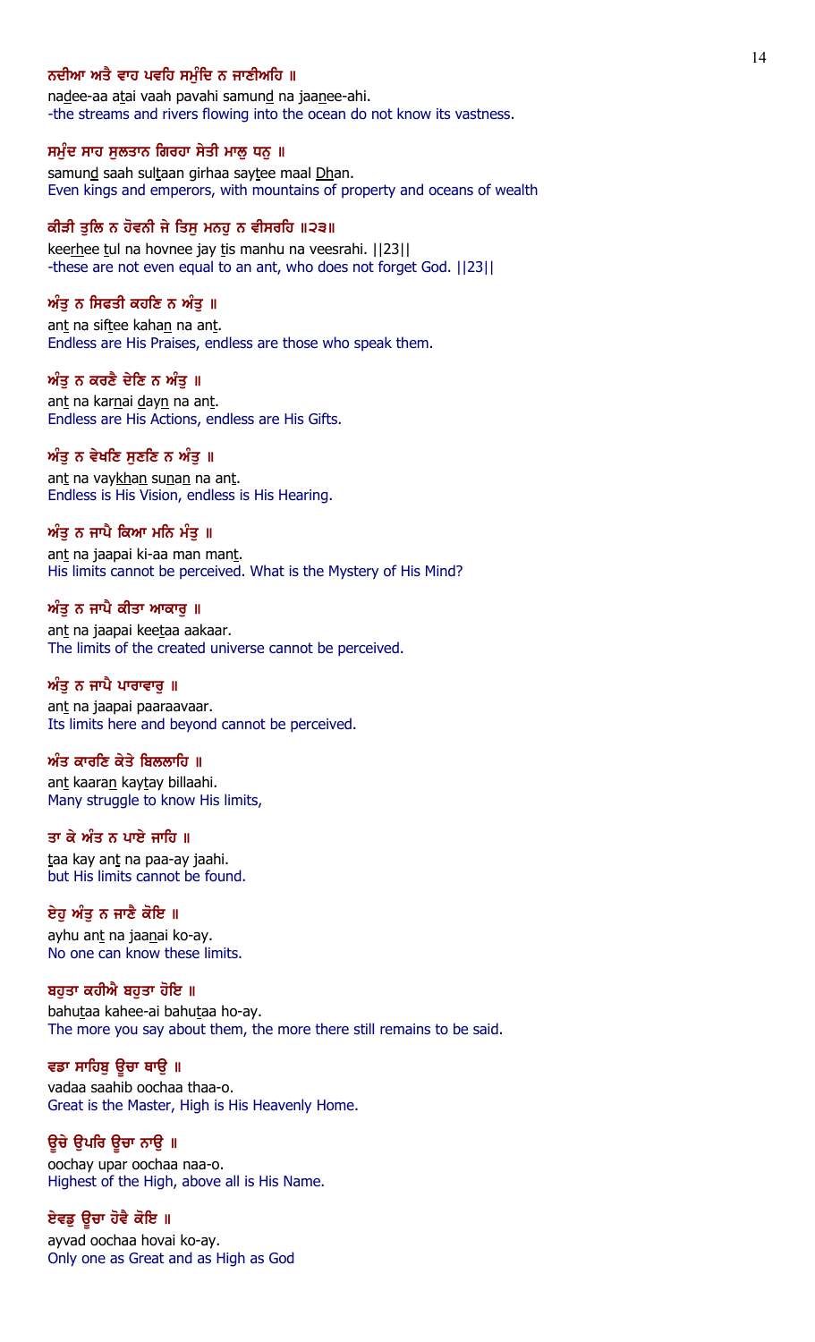**ਨਦੀਆ ਅਤੈ ਵਾਹ ਪਵਹਿ ਸਮੁੰਦਿ ਨ ਜਾਣੀਅਹਿ ॥**

nadee-aa atai vaah pavahi samund na jaanee-ahi.

-the streams and rivers flowing into the ocean do not know its vastness.

**ਸਮੁੰਦ ਸਾਹ ਸੁਲਤਾਨ ਗਿਰਹਾ ਸੇਤੀ ਮਾਲੁ ਧਨੁ ॥**

samund saah sultaan girhaa saytee maal Dhan.

Even kings and emperors, with mountains of property and oceans of wealth

**ਕੀੜੀ ਤੁਲਿ ਨ ਹੋਵਨੀ ਜੇ ਤਿਸੁ ਮਨਹੁ ਨ ਵੀਸਰਹਿ ॥੨੩॥**

keerhee tul na hovnee jay tis manhu na veesrahi. ||23||

-these are not even equal to an ant, who does not forget God. ||23||

**ਅੰਤੁ ਨ ਸਿਫਤੀ ਕਹਣਿ ਨ ਅੰਤੁ ॥**

ant na siftee kahan na ant.

Endless are His Praises, endless are those who speak them.

**ਅੰਤੁ ਨ ਕਰਣੈ ਦੇਣਿ ਨ ਅੰਤੁ ॥**

ant na karnai dayn na ant.

Endless are His Actions, endless are His Gifts.

**ਅੰਤੁ ਨ ਵੇਖਣਿ ਸੁਣਣਿ ਨ ਅੰਤੁ ॥**

ant na vaykhan sunan na ant.

Endless is His Vision, endless is His Hearing.

**ਅੰਤੁ ਨ ਜਾਪੈ ਕਿਆ ਮਨਿ ਮੰਤੁ ॥**

ant na jaapai ki-aa man mant.

His limits cannot be perceived. What is the Mystery of His Mind?

**ਅੰਤੁ ਨ ਜਾਪੈ ਕੀਤਾ ਆਕਾਰੁ ॥**

ant na jaapai keetaa aakaar.

The limits of the created universe cannot be perceived.

**ਅੰਤੁ ਨ ਜਾਪੈ ਪਾਰਾਵਾਰੁ ॥**

ant na jaapai paaraavaar.

Its limits here and beyond cannot be perceived.

**ਅੰਤ ਕਾਰਣਿ ਕੇਤੇ ਬਿਲਲਾਹਿ ॥**

ant kaaran kaytay billaahi.

Many struggle to know His limits,

**ਤਾ ਕੇ ਅੰਤ ਨ ਪਾਏ ਜਾਹਿ ॥**

taa kay ant na paa-ay jaahi.

but His limits cannot be found.

**ਏਹੁ ਅੰਤੁ ਨ ਜਾਣੈ ਕੋਇ ॥**

ayhu ant na jaanai ko-ay.

No one can know these limits.

**ਬਹੁਤਾ ਕਹੀਐ ਬਹੁਤਾ ਹੋਇ ॥**

bahutaa kahee-ai bahutaa ho-ay.

The more you say about them, the more there still remains to be said.

**ਵਡਾ ਸਾਹਿਬੁ ਊਚਾ ਥਾਉ ॥**

vadaa saahib oochaa thaa-o.

Great is the Master, High is His Heavenly Home.

**ਊਚੇ ਉਪਰਿ ਊਚਾ ਨਾਉ ॥**

oochay upar oochaa naa-o.

Highest of the High, above all is His Name.

**ਏਵਡੁ ਊਚਾ ਹੋਵੈ ਕੋਇ ॥**

ayvad oochaa hovai ko-ay.

Only one as Great and as High as God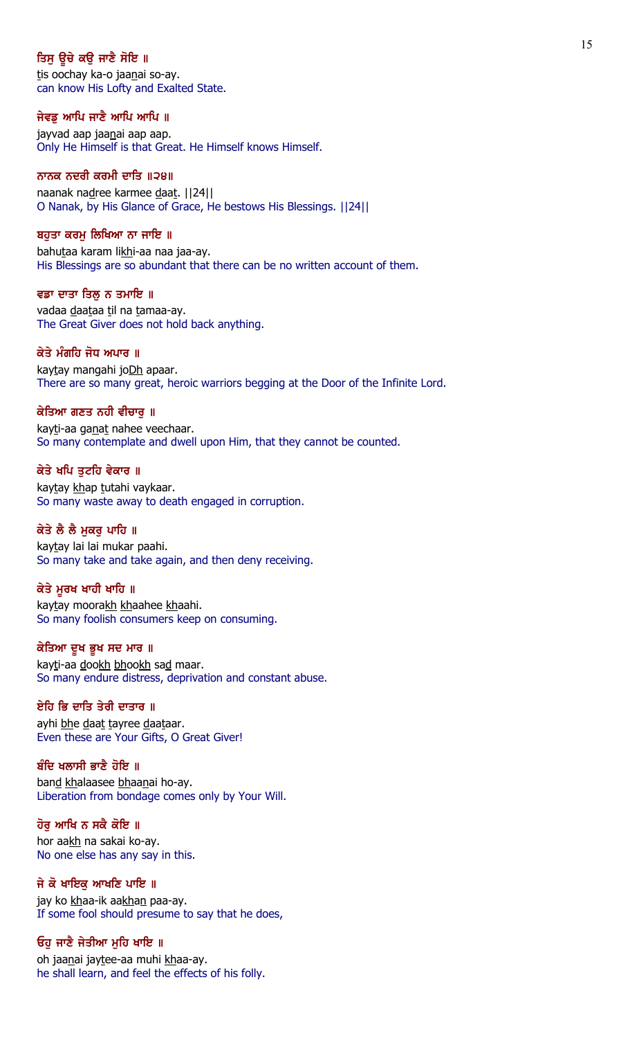**ਤਿਸੁ ਊਚੇ ਕਉ ਜਾਣੈ ਸੋਇ ॥**

tis oochay ka-o jaanai so-ay.

can know His Lofty and Exalted State.

**ਜੇਵਡੁ ਆਪਿ ਜਾਣੈ ਆਪਿ ਆਪਿ ॥**

jayvad aap jaanai aap aap.

Only He Himself is that Great. He Himself knows Himself.

**ਨਾਨਕ ਨਦਰੀ ਕਰਮੀ ਦਾਤਿ ॥੨੪॥**

naanak nadree karmee daat. ||24||

O Nanak, by His Glance of Grace, He bestows His Blessings. ||24||

**ਬਹੁਤਾ ਕਰਮੁ ਲਿਖਿਆ ਨਾ ਜਾਇ ॥**

bahutaa karam likhi-aa naa jaa-ay.

His Blessings are so abundant that there can be no written account of them.

**ਵਡਾ ਦਾਤਾ ਤਿਲੁ ਨ ਤਮਾਇ ॥**

vadaa daataa til na tamaa-ay.

The Great Giver does not hold back anything.

**ਕੇਤੇ ਮੰਗਹਿ ਜੋਧ ਅਪਾਰ ॥**

kaytay mangahi joDh apaar.

There are so many great, heroic warriors begging at the Door of the Infinite Lord.

**ਕੇਤਿਆ ਗਣਤ ਨਹੀ ਵੀਚਾਰੁ ॥**

kayti-aa ganat nahee veechaar.

So many contemplate and dwell upon Him, that they cannot be counted.

**ਕੇਤੇ ਖਪਿ ਤੁਟਹਿ ਵੇਕਾਰ ॥**

kaytay khap tutahi vaykaar.

So many waste away to death engaged in corruption.

**ਕੇਤੇ ਲੈ ਲੈ ਮੁਕਰੁ ਪਾਹਿ ॥**

kaytay lai lai mukar paahi.

So many take and take again, and then deny receiving.

**ਕੇਤੇ ਮੂਰਖ ਖਾਹੀ ਖਾਹਿ ॥**

kaytay moorakh khaahee khaahi.

So many foolish consumers keep on consuming.

**ਕੇਤਿਆ ਦੂਖ ਭੂਖ ਸਦ ਮਾਰ ॥**

kayti-aa dookh bhookh sad maar.

So many endure distress, deprivation and constant abuse.

**ਏਹਿ ਭਿ ਦਾਤਿ ਤੇਰੀ ਦਾਤਾਰ ॥**

ayhi bhe daat tayree daataar.

Even these are Your Gifts, O Great Giver!

**ਬੰਦਿ ਖਲਾਸੀ ਭਾਣੈ ਹੋਇ ॥**

band khalaasee bhaanai ho-ay.

Liberation from bondage comes only by Your Will.

**ਹੋਰੁ ਆਖਿ ਨ ਸਕੈ ਕੋਇ ॥**

hor aakh na sakai ko-ay.

No one else has any say in this.

**ਜੇ ਕੋ ਖਾਇਕੁ ਆਖਣਿ ਪਾਇ ॥**

jay ko khaa-ik aakhan paa-ay.

If some fool should presume to say that he does,

**ਓਹੁ ਜਾਣੈ ਜੇਤੀਆ ਮੁਹਿ ਖਾਇ ॥**

oh jaanai jaytee-aa muhi khaa-ay.

he shall learn, and feel the effects of his folly.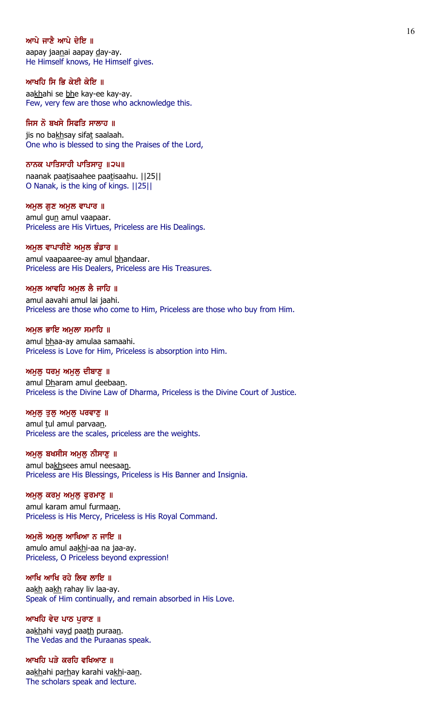**ਆਪੇ ਜਾਣੈ ਆਪੇ ਦੇਇ ॥**

aapay jaa<u>n</u>ai aapay <u>d</u>ay-ay.

He Himself knows, He Himself gives.

**ਆਖਹਿ ਸਿ ਭਿ ਕੇਈ ਕੇਇ ॥**

aa<u>kh</u>ahi se <u>bh</u>e kay-ee kay-ay.

Few, very few are those who acknowledge this.

**ਜਿਸ ਨੋ ਬਖਸੇ ਸਿਫਤਿ ਸਾਲਾਹ ॥**

jis no ba<u>kh</u>say sifa<u>t</u> saalaah.

One who is blessed to sing the Praises of the Lord,

**ਨਾਨਕ ਪਾਤਿਸਾਹੀ ਪਾਤਿਸਾਹੁ ॥੨੫॥**

naanak paa<u>t</u>isaahee paa<u>t</u>isaahu. ||25||

O Nanak, is the king of kings. ||25||

**ਅਮੁਲ ਗੁਣ ਅਮੁਲ ਵਾਪਾਰ ॥**

amul gu<u>n</u> amul vaapaar.

Priceless are His Virtues, Priceless are His Dealings.

**ਅਮੁਲ ਵਾਪਾਰੀਏ ਅਮੁਲ ਭੰਡਾਰ ॥**

amul vaapaaree-ay amul <u>bh</u>andaar.

Priceless are His Dealers, Priceless are His Treasures.

**ਅਮੁਲ ਆਵਹਿ ਅਮੁਲ ਲੈ ਜਾਹਿ ॥**

amul aavahi amul lai jaahi.

Priceless are those who come to Him, Priceless are those who buy from Him.

**ਅਮੁਲ ਭਾਇ ਅਮੁਲਾ ਸਮਾਹਿ ॥**

amul <u>bh</u>aa-ay amulaa samaahi.

Priceless is Love for Him, Priceless is absorption into Him.

**ਅਮੁਲੁ ਧਰਮੁ ਅਮੁਲੁ ਦੀਬਾਣੁ ॥**

amul <u>D</u>haram amul <u>d</u>eebaa<u>n</u>.

Priceless is the Divine Law of Dharma, Priceless is the Divine Court of Justice.

**ਅਮੁਲੁ ਤੁਲੁ ਅਮੁਲੁ ਪਰਵਾਣੁ ॥**

amul <u>t</u>ul amul parvaa<u>n</u>.

Priceless are the scales, priceless are the weights.

**ਅਮੁਲੁ ਬਖਸੀਸ ਅਮੁਲੁ ਨੀਸਾਣੁ ॥**

amul ba<u>kh</u>sees amul neesaa<u>n</u>.

Priceless are His Blessings, Priceless is His Banner and Insignia.

**ਅਮੁਲੁ ਕਰਮੁ ਅਮੁਲੁ ਫੁਰਮਾਣੁ ॥**

amul karam amul furmaa<u>n</u>.

Priceless is His Mercy, Priceless is His Royal Command.

**ਅਮੁਲੋ ਅਮੁਲੁ ਆਖਿਆ ਨ ਜਾਇ ॥**

amulo amul aa<u>kh</u>i-aa na jaa-ay.

Priceless, O Priceless beyond expression!

**ਆਖਿ ਆਖਿ ਰਹੇ ਲਿਵ ਲਾਇ ॥**

aa<u>kh</u> aa<u>kh</u> rahay liv laa-ay.

Speak of Him continually, and remain absorbed in His Love.

**ਆਖਹਿ ਵੇਦ ਪਾਠ ਪੁਰਾਣ ॥**

aa<u>kh</u>ahi vay<u>d</u> paa<u>th</u> puraa<u>n</u>.

The Vedas and the Puraanas speak.

**ਆਖਹਿ ਪੜੇ ਕਰਹਿ ਵਖਿਆਣ ॥**

aa<u>kh</u>ahi pa<u>rh</u>ay karahi va<u>kh</u>i-aa<u>n</u>.

The scholars speak and lecture.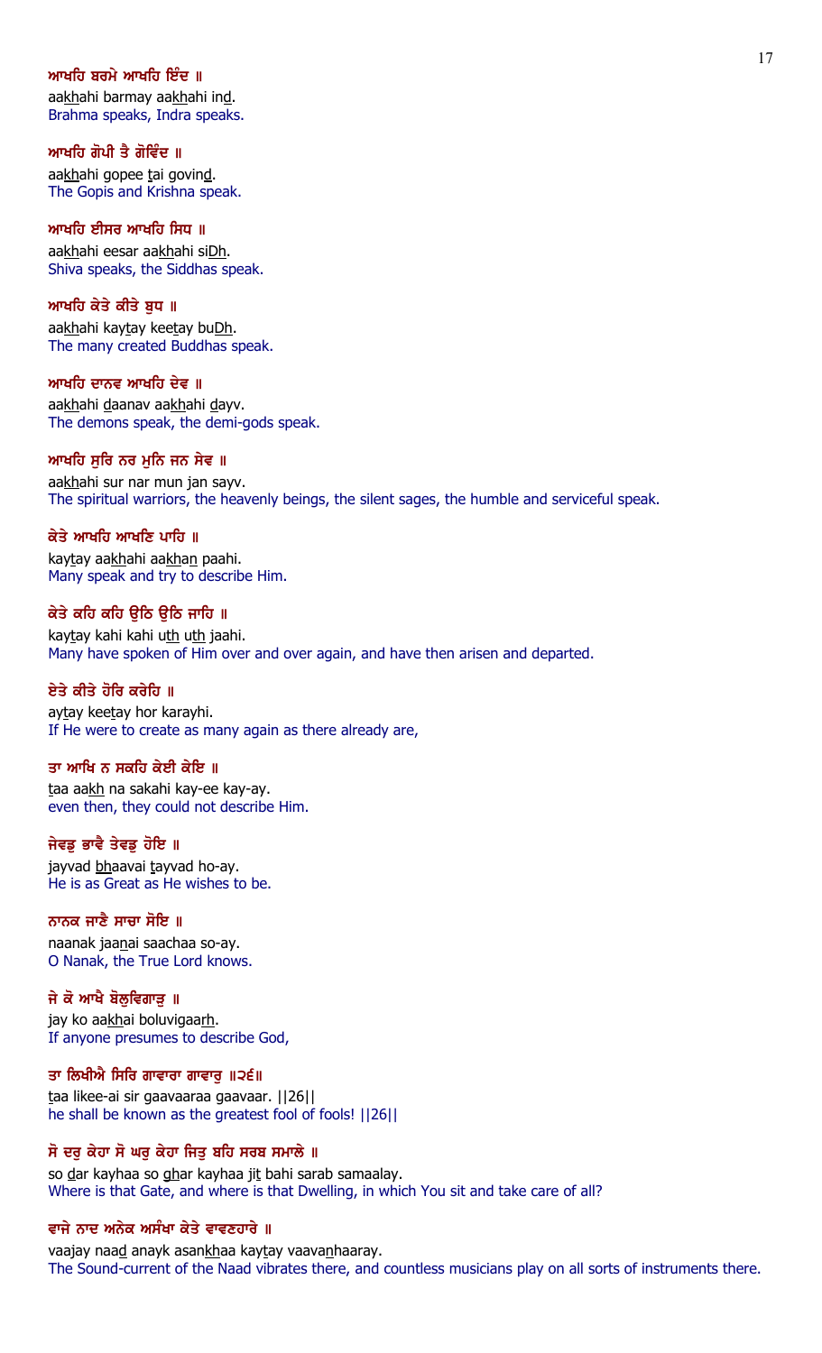**ਆਖਹਿ ਬਰਮੇ ਆਖਹਿ ਇੰਦ ॥**
aakhahi barmay aakhahi ind.
Brahma speaks, Indra speaks.

**ਆਖਹਿ ਗੋਪੀ ਤੈ ਗੋਵਿੰਦ ॥**
aakhahi gopee tai govind.
The Gopis and Krishna speak.

**ਆਖਹਿ ਈਸਰ ਆਖਹਿ ਸਿਧ ॥**
aakhahi eesar aakhahi siDh.
Shiva speaks, the Siddhas speak.

**ਆਖਹਿ ਕੇਤੇ ਕੀਤੇ ਬੁਧ ॥**
aakhahi kaytay keetay buDh.
The many created Buddhas speak.

**ਆਖਹਿ ਦਾਨਵ ਆਖਹਿ ਦੇਵ ॥**
aakhahi daanav aakhahi dayv.
The demons speak, the demi-gods speak.

**ਆਖਹਿ ਸੁਰਿ ਨਰ ਮੁਨਿ ਜਨ ਸੇਵ ॥**
aakhahi sur nar mun jan sayv.
The spiritual warriors, the heavenly beings, the silent sages, the humble and serviceful speak.

**ਕੇਤੇ ਆਖਹਿ ਆਖਣਿ ਪਾਹਿ ॥**
kaytay aakhahi aakhan paahi.
Many speak and try to describe Him.

**ਕੇਤੇ ਕਹਿ ਕਹਿ ਉਠਿ ਉਠਿ ਜਾਹਿ ॥**
kaytay kahi kahi uth uth jaahi.
Many have spoken of Him over and over again, and have then arisen and departed.

**ਏਤੇ ਕੀਤੇ ਹੋਰਿ ਕਰੇਹਿ ॥**
aytay keetay hor karayhi.
If He were to create as many again as there already are,

**ਤਾ ਆਖਿ ਨ ਸਕਹਿ ਕੇਈ ਕੇਇ ॥**
taa aakh na sakahi kay-ee kay-ay.
even then, they could not describe Him.

**ਜੇਵਡੁ ਭਾਵੈ ਤੇਵਡੁ ਹੋਇ ॥**
jayvad bhaavai tayvad ho-ay.
He is as Great as He wishes to be.

**ਨਾਨਕ ਜਾਣੈ ਸਾਚਾ ਸੋਇ ॥**
naanak jaanai saachaa so-ay.
O Nanak, the True Lord knows.

**ਜੇ ਕੋ ਆਖੈ ਬੋਲੁਵਿਗਾੜੁ ॥**
jay ko aakhai boluvigaarh.
If anyone presumes to describe God,

**ਤਾ ਲਿਖੀਐ ਸਿਰਿ ਗਾਵਾਰਾ ਗਾਵਾਰੁ ॥੨੬॥**
taa likee-ai sir gaavaaraa gaavaar. ||26||
he shall be known as the greatest fool of fools! ||26||

**ਸੋ ਦਰੁ ਕੇਹਾ ਸੋ ਘਰੁ ਕੇਹਾ ਜਿਤੁ ਬਹਿ ਸਰਬ ਸਮਾਲੇ ॥**
so dar kayhaa so ghar kayhaa jit bahi sarab samaalay.
Where is that Gate, and where is that Dwelling, in which You sit and take care of all?

**ਵਾਜੇ ਨਾਦ ਅਨੇਕ ਅਸੰਖਾ ਕੇਤੇ ਵਾਵਣਹਾਰੇ ॥**
vaajay naad anayk asankhaa kaytay vaavanhaaray.
The Sound-current of the Naad vibrates there, and countless musicians play on all sorts of instruments there.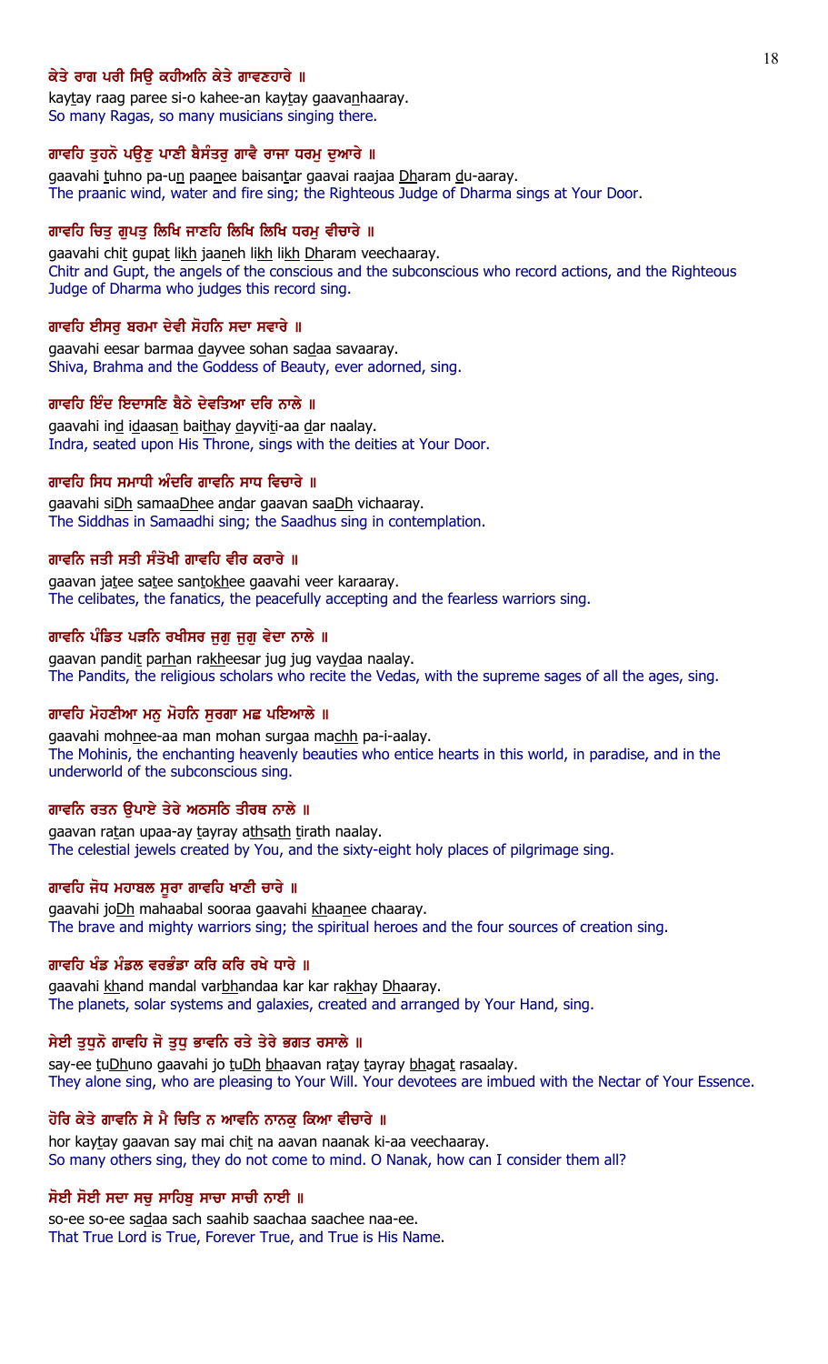**ਕੇਤੇ ਰਾਗ ਪਰੀ ਸਿਉ ਕਹੀਅਨਿ ਕੇਤੇ ਗਾਵਣਹਾਰੇ ॥**

kay<u>t</u>ay raag paree si-o kahee-an kay<u>t</u>ay gaava<u>n</u>haaray.

So many Ragas, so many musicians singing there.

**ਗਾਵਹਿ ਤੁਹਨੋ ਪਉਣੁ ਪਾਣੀ ਬੈਸੰਤਰੁ ਗਾਵੈ ਰਾਜਾ ਧਰਮੁ ਦੁਆਰੇ ॥**

gaavahi <u>t</u>uhno pa-u<u>n</u> paa<u>n</u>ee baisan<u>t</u>ar gaavai raajaa <u>Dh</u>aram <u>d</u>u-aaray.

The praanic wind, water and fire sing; the Righteous Judge of Dharma sings at Your Door.

**ਗਾਵਹਿ ਚਿਤੁ ਗੁਪਤੁ ਲਿਖਿ ਜਾਣਹਿ ਲਿਖਿ ਲਿਖਿ ਧਰਮੁ ਵੀਚਾਰੇ ॥**

gaavahi chi<u>t</u> gupa<u>t</u> li<u>kh</u> jaa<u>n</u>eh li<u>kh</u> li<u>kh</u> <u>Dh</u>aram veechaaray.

Chitr and Gupt, the angels of the conscious and the subconscious who record actions, and the Righteous Judge of Dharma who judges this record sing.

**ਗਾਵਹਿ ਈਸਰੁ ਬਰਮਾ ਦੇਵੀ ਸੋਹਨਿ ਸਦਾ ਸਵਾਰੇ ॥**

gaavahi eesar barmaa <u>d</u>ayvee sohan sa<u>d</u>aa savaaray.

Shiva, Brahma and the Goddess of Beauty, ever adorned, sing.

**ਗਾਵਹਿ ਇੰਦ ਇਦਾਸਣਿ ਬੈਠੇ ਦੇਵਤਿਆ ਦਰਿ ਨਾਲੇ ॥**

gaavahi in<u>d</u> i<u>d</u>aasa<u>n</u> bai<u>th</u>ay <u>d</u>ayvi<u>t</u>i-aa <u>d</u>ar naalay.

Indra, seated upon His Throne, sings with the deities at Your Door.

**ਗਾਵਹਿ ਸਿਧ ਸਮਾਧੀ ਅੰਦਰਿ ਗਾਵਨਿ ਸਾਧ ਵਿਚਾਰੇ ॥**

gaavahi si<u>Dh</u> samaa<u>Dh</u>ee an<u>d</u>ar gaavan saa<u>Dh</u> vichaaray.

The Siddhas in Samaadhi sing; the Saadhus sing in contemplation.

**ਗਾਵਨਿ ਜਤੀ ਸਤੀ ਸੰਤੋਖੀ ਗਾਵਹਿ ਵੀਰ ਕਰਾਰੇ ॥**

gaavan ja<u>t</u>ee sa<u>t</u>ee san<u>t</u>o<u>kh</u>ee gaavahi veer karaaray.

The celibates, the fanatics, the peacefully accepting and the fearless warriors sing.

**ਗਾਵਨਿ ਪੰਡਿਤ ਪੜਨਿ ਰਖੀਸਰ ਜੁਗੁ ਜੁਗੁ ਵੇਦਾ ਨਾਲੇ ॥**

gaavan pandi<u>t</u> pa<u>rh</u>an ra<u>kh</u>eesar jug jug vay<u>d</u>aa naalay.

The Pandits, the religious scholars who recite the Vedas, with the supreme sages of all the ages, sing.

**ਗਾਵਹਿ ਮੋਹਣੀਆ ਮਨੁ ਮੋਹਨਿ ਸੁਰਗਾ ਮਛ ਪਇਆਲੇ ॥**

gaavahi moh<u>n</u>ee-aa man mohan surgaa ma<u>chh</u> pa-i-aalay.

The Mohinis, the enchanting heavenly beauties who entice hearts in this world, in paradise, and in the underworld of the subconscious sing.

**ਗਾਵਨਿ ਰਤਨ ਉਪਾਏ ਤੇਰੇ ਅਠਸਠਿ ਤੀਰਥ ਨਾਲੇ ॥**

gaavan ra<u>t</u>an upaa-ay <u>t</u>ayray a<u>th</u>sa<u>th</u> <u>t</u>irath naalay.

The celestial jewels created by You, and the sixty-eight holy places of pilgrimage sing.

**ਗਾਵਹਿ ਜੋਧ ਮਹਾਬਲ ਸੂਰਾ ਗਾਵਹਿ ਖਾਣੀ ਚਾਰੇ ॥**

gaavahi jo<u>Dh</u> mahaabal sooraa gaavahi <u>kh</u>aa<u>n</u>ee chaaray.

The brave and mighty warriors sing; the spiritual heroes and the four sources of creation sing.

**ਗਾਵਹਿ ਖੰਡ ਮੰਡਲ ਵਰਭੰਡਾ ਕਰਿ ਕਰਿ ਰਖੇ ਧਾਰੇ ॥**

gaavahi <u>kh</u>and mandal var<u>bh</u>andaa kar kar ra<u>kh</u>ay <u>Dh</u>aaray.

The planets, solar systems and galaxies, created and arranged by Your Hand, sing.

**ਸੇਈ ਤੁਧੁਨੋ ਗਾਵਹਿ ਜੋ ਤੁਧੁ ਭਾਵਨਿ ਰਤੇ ਤੇਰੇ ਭਗਤ ਰਸਾਲੇ ॥**

say-ee <u>t</u>u<u>Dh</u>uno gaavahi jo <u>t</u>u<u>Dh</u> <u>bh</u>aavan ra<u>t</u>ay <u>t</u>ayray <u>bh</u>aga<u>t</u> rasaalay.

They alone sing, who are pleasing to Your Will. Your devotees are imbued with the Nectar of Your Essence.

**ਹੋਰਿ ਕੇਤੇ ਗਾਵਨਿ ਸੇ ਮੈ ਚਿਤਿ ਨ ਆਵਨਿ ਨਾਨਕੁ ਕਿਆ ਵੀਚਾਰੇ ॥**

hor kay<u>t</u>ay gaavan say mai chi<u>t</u> na aavan naanak ki-aa veechaaray.

So many others sing, they do not come to mind. O Nanak, how can I consider them all?

**ਸੋਈ ਸੋਈ ਸਦਾ ਸਚੁ ਸਾਹਿਬੁ ਸਾਚਾ ਸਾਚੀ ਨਾਈ ॥**

so-ee so-ee sa<u>d</u>aa sach saahib saachaa saachee naa-ee.

That True Lord is True, Forever True, and True is His Name.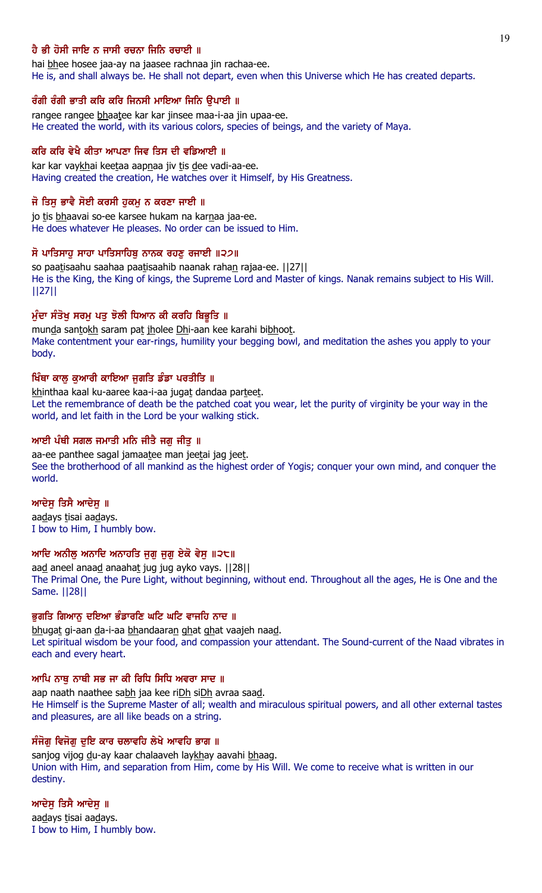**ਹੈ ਭੀ ਹੋਸੀ ਜਾਇ ਨ ਜਾਸੀ ਰਚਨਾ ਜਿਨਿ ਰਚਾਈ ॥**

hai bhee hosee jaa-ay na jaasee rachnaa jin rachaa-ee.

He is, and shall always be. He shall not depart, even when this Universe which He has created departs.

**ਰੰਗੀ ਰੰਗੀ ਭਾਤੀ ਕਰਿ ਕਰਿ ਜਿਨਸੀ ਮਾਇਆ ਜਿਨਿ ਉਪਾਈ ॥**

rangee rangee bhaatee kar kar jinsee maa-i-aa jin upaa-ee.

He created the world, with its various colors, species of beings, and the variety of Maya.

**ਕਰਿ ਕਰਿ ਵੇਖੈ ਕੀਤਾ ਆਪਣਾ ਜਿਵ ਤਿਸ ਦੀ ਵਡਿਆਈ ॥**

kar kar vaykhai keetaa aapnaa jiv tis dee vadi-aa-ee.

Having created the creation, He watches over it Himself, by His Greatness.

**ਜੋ ਤਿਸੁ ਭਾਵੈ ਸੋਈ ਕਰਸੀ ਹੁਕਮੁ ਨ ਕਰਣਾ ਜਾਈ ॥**

jo tis bhaavai so-ee karsee hukam na karnaa jaa-ee.

He does whatever He pleases. No order can be issued to Him.

**ਸੋ ਪਾਤਿਸਾਹੁ ਸਾਹਾ ਪਾਤਿਸਾਹਿਬੁ ਨਾਨਕ ਰਹਣੁ ਰਜਾਈ ॥੨੭॥**

so paatisaahu saahaa paatisaahib naanak rahan rajaa-ee. ||27||

He is the King, the King of kings, the Supreme Lord and Master of kings. Nanak remains subject to His Will. ||27||

**ਮੁੰਦਾ ਸੰਤੋਖੁ ਸਰਮੁ ਪਤੁ ਝੋਲੀ ਧਿਆਨ ਕੀ ਕਰਹਿ ਬਿਭੂਤਿ ॥**

munda santokh saram pat jholee Dhi-aan kee karahi bibhoot.

Make contentment your ear-rings, humility your begging bowl, and meditation the ashes you apply to your body.

**ਖਿੰਥਾ ਕਾਲੁ ਕੁਆਰੀ ਕਾਇਆ ਜੁਗਤਿ ਡੰਡਾ ਪਰਤੀਤਿ ॥**

khinthaa kaal ku-aaree kaa-i-aa jugat dandaa parteet.

Let the remembrance of death be the patched coat you wear, let the purity of virginity be your way in the world, and let faith in the Lord be your walking stick.

**ਆਈ ਪੰਥੀ ਸਗਲ ਜਮਾਤੀ ਮਨਿ ਜੀਤੈ ਜਗੁ ਜੀਤੁ ॥**

aa-ee panthee sagal jamaatee man jeetai jag jeet.

See the brotherhood of all mankind as the highest order of Yogis; conquer your own mind, and conquer the world.

**ਆਦੇਸੁ ਤਿਸੈ ਆਦੇਸੁ ॥**

aadays tisai aadays.

I bow to Him, I humbly bow.

**ਆਦਿ ਅਨੀਲੁ ਅਨਾਦਿ ਅਨਾਹਤਿ ਜੁਗੁ ਜੁਗੁ ਏਕੋ ਵੇਸੁ ॥੨੮॥**

aad aneel anaad anaahat jug jug ayko vays. ||28||

The Primal One, the Pure Light, without beginning, without end. Throughout all the ages, He is One and the Same. ||28||

**ਭੁਗਤਿ ਗਿਆਨੁ ਦਇਆ ਭੰਡਾਰਣਿ ਘਟਿ ਘਟਿ ਵਾਜਹਿ ਨਾਦ ॥**

bhugat gi-aan da-i-aa bhandaaran ghat ghat vaajeh naad.

Let spiritual wisdom be your food, and compassion your attendant. The Sound-current of the Naad vibrates in each and every heart.

**ਆਪਿ ਨਾਥੁ ਨਾਥੀ ਸਭ ਜਾ ਕੀ ਰਿਧਿ ਸਿਧਿ ਅਵਰਾ ਸਾਦ ॥**

aap naath naathee sabh jaa kee riDh siDh avraa saad.

He Himself is the Supreme Master of all; wealth and miraculous spiritual powers, and all other external tastes and pleasures, are all like beads on a string.

**ਸੰਜੋਗੁ ਵਿਜੋਗੁ ਦੁਇ ਕਾਰ ਚਲਾਵਹਿ ਲੇਖੇ ਆਵਹਿ ਭਾਗ ॥**

sanjog vijog du-ay kaar chalaaveh laykhay aavahi bhaag.

Union with Him, and separation from Him, come by His Will. We come to receive what is written in our destiny.

**ਆਦੇਸੁ ਤਿਸੈ ਆਦੇਸੁ ॥**

aadays tisai aadays.

I bow to Him, I humbly bow.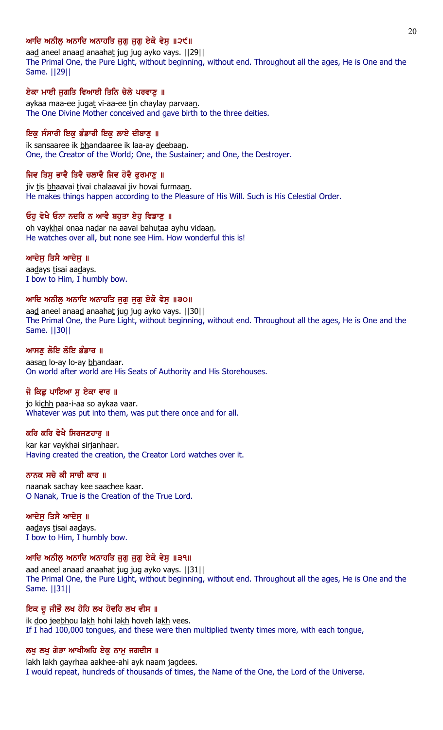**ਆਦਿ ਅਨੀਲੁ ਅਨਾਦਿ ਅਨਾਹਤਿ ਜੁਗੁ ਜੁਗੁ ਏਕੋ ਵੇਸੁ ॥੨੯॥**

aad aneel anaad anaahat jug jug ayko vays. ||29||

The Primal One, the Pure Light, without beginning, without end. Throughout all the ages, He is One and the Same. ||29||

**ਏਕਾ ਮਾਈ ਜੁਗਤਿ ਵਿਆਈ ਤਿਨਿ ਚੇਲੇ ਪਰਵਾਣੁ ॥**

aykaa maa-ee jugat vi-aa-ee tin chaylay parvaan.

The One Divine Mother conceived and gave birth to the three deities.

**ਇਕੁ ਸੰਸਾਰੀ ਇਕੁ ਭੰਡਾਰੀ ਇਕੁ ਲਾਏ ਦੀਬਾਣੁ ॥**

ik sansaaree ik bhandaaree ik laa-ay deebaan.

One, the Creator of the World; One, the Sustainer; and One, the Destroyer.

**ਜਿਵ ਤਿਸੁ ਭਾਵੈ ਤਿਵੈ ਚਲਾਵੈ ਜਿਵ ਹੋਵੈ ਫੁਰਮਾਣੁ ॥**

jiv tis bhaavai tivai chalaavai jiv hovai furmaan.

He makes things happen according to the Pleasure of His Will. Such is His Celestial Order.

**ਓਹੁ ਵੇਖੈ ਓਨਾ ਨਦਰਿ ਨ ਆਵੈ ਬਹੁਤਾ ਏਹੁ ਵਿਡਾਣੁ ॥**

oh vaykhai onaa nadar na aavai bahutaa ayhu vidaan.

He watches over all, but none see Him. How wonderful this is!

**ਆਦੇਸੁ ਤਿਸੈ ਆਦੇਸੁ ॥**

aadays tisai aadays.

I bow to Him, I humbly bow.

**ਆਦਿ ਅਨੀਲੁ ਅਨਾਦਿ ਅਨਾਹਤਿ ਜੁਗੁ ਜੁਗੁ ਏਕੋ ਵੇਸੁ ॥੩੦॥**

aad aneel anaad anaahat jug jug ayko vays. ||30||

The Primal One, the Pure Light, without beginning, without end. Throughout all the ages, He is One and the Same. ||30||

**ਆਸਣੁ ਲੋਇ ਲੋਇ ਭੰਡਾਰ ॥**

aasan lo-ay lo-ay bhandaar.

On world after world are His Seats of Authority and His Storehouses.

**ਜੋ ਕਿਛੁ ਪਾਇਆ ਸੁ ਏਕਾ ਵਾਰ ॥**

jo kichh paa-i-aa so aykaa vaar.

Whatever was put into them, was put there once and for all.

**ਕਰਿ ਕਰਿ ਵੇਖੈ ਸਿਰਜਣਹਾਰੁ ॥**

kar kar vaykhai sirjanhaar.

Having created the creation, the Creator Lord watches over it.

**ਨਾਨਕ ਸਚੇ ਕੀ ਸਾਚੀ ਕਾਰ ॥**

naanak sachay kee saachee kaar.

O Nanak, True is the Creation of the True Lord.

**ਆਦੇਸੁ ਤਿਸੈ ਆਦੇਸੁ ॥**

aadays tisai aadays.

I bow to Him, I humbly bow.

**ਆਦਿ ਅਨੀਲੁ ਅਨਾਦਿ ਅਨਾਹਤਿ ਜੁਗੁ ਜੁਗੁ ਏਕੋ ਵੇਸੁ ॥੩੧॥**

aad aneel anaad anaahat jug jug ayko vays. ||31||

The Primal One, the Pure Light, without beginning, without end. Throughout all the ages, He is One and the Same. ||31||

**ਇਕ ਦੂ ਜੀਭੌ ਲਖ ਹੋਹਿ ਲਖ ਹੋਵਹਿ ਲਖ ਵੀਸ ॥**

ik doo jeebhou lakh hohi lakh hoveh lakh vees.

If I had 100,000 tongues, and these were then multiplied twenty times more, with each tongue,

**ਲਖੁ ਲਖੁ ਗੇੜਾ ਆਖੀਅਹਿ ਏਕੁ ਨਾਮੁ ਜਗਦੀਸ ॥**

lakh lakh gayrhaa aakhee-ahi ayk naam jagdees.

I would repeat, hundreds of thousands of times, the Name of the One, the Lord of the Universe.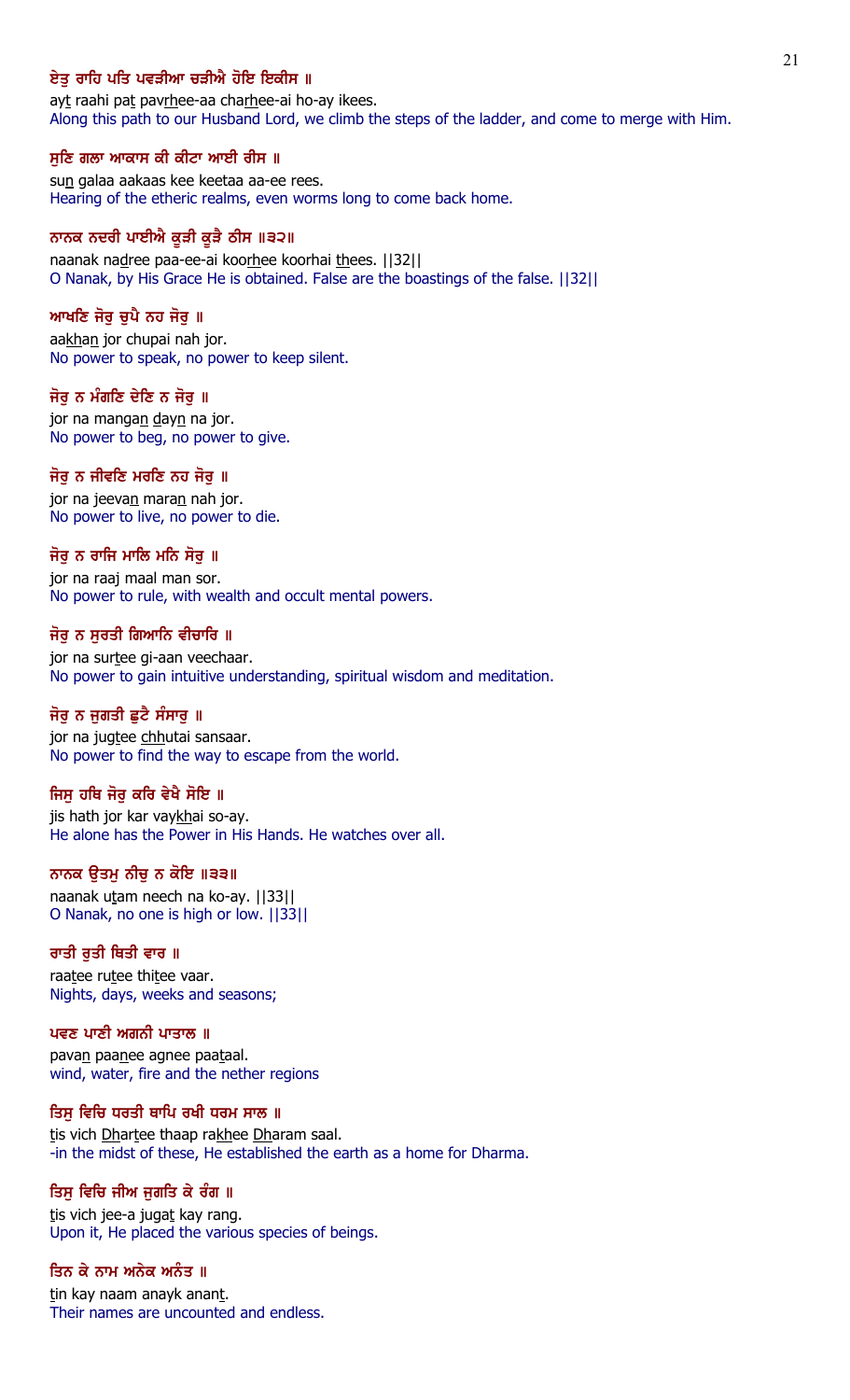**ਏਤੁ ਰਾਹਿ ਪਤਿ ਪਵੜੀਆ ਚੜੀਐ ਹੋਇ ਇਕੀਸ ॥**

ayṯ raahi paṯ pavṟhee-aa chaṟhee-ai ho-ay ikees.

Along this path to our Husband Lord, we climb the steps of the ladder, and come to merge with Him.

**ਸੁਣਿ ਗਲਾ ਆਕਾਸ ਕੀ ਕੀਟਾ ਆਈ ਰੀਸ ॥**

suṉ galaa aakaas kee keetaa aa-ee rees.

Hearing of the etheric realms, even worms long to come back home.

**ਨਾਨਕ ਨਦਰੀ ਪਾਈਐ ਕੂੜੀ ਕੂੜੈ ਠੀਸ ॥੩੨॥**

naanak naḏree paa-ee-ai kooṟhee koorhai ṯhees. ||32||

O Nanak, by His Grace He is obtained. False are the boastings of the false. ||32||

**ਆਖਣਿ ਜੋਰੁ ਚੁਪੈ ਨਹ ਜੋਰੁ ॥**

aakhaṉ jor chupai nah jor.

No power to speak, no power to keep silent.

**ਜੋਰੁ ਨ ਮੰਗਣਿ ਦੇਣਿ ਨ ਜੋਰੁ ॥**

jor na mangaṉ ḏayṉ na jor.

No power to beg, no power to give.

**ਜੋਰੁ ਨ ਜੀਵਣਿ ਮਰਣਿ ਨਹ ਜੋਰੁ ॥**

jor na jeevaṉ maraṉ nah jor.

No power to live, no power to die.

**ਜੋਰੁ ਨ ਰਾਜਿ ਮਾਲਿ ਮਨਿ ਸੋਰੁ ॥**

jor na raaj maal man sor.

No power to rule, with wealth and occult mental powers.

**ਜੋਰੁ ਨ ਸੁਰਤੀ ਗਿਆਨਿ ਵੀਚਾਰਿ ॥**

jor na surṯee gi-aan veechaar.

No power to gain intuitive understanding, spiritual wisdom and meditation.

**ਜੋਰੁ ਨ ਜੁਗਤੀ ਛੁਟੈ ਸੰਸਾਰੁ ॥**

jor na jugṯee chhutai sansaar.

No power to find the way to escape from the world.

**ਜਿਸੁ ਹਥਿ ਜੋਰੁ ਕਰਿ ਵੇਖੈ ਸੋਇ ॥**

jis hath jor kar vaykhai so-ay.

He alone has the Power in His Hands. He watches over all.

**ਨਾਨਕ ਉਤਮੁ ਨੀਚੁ ਨ ਕੋਇ ॥੩੩॥**

naanak uṯam neech na ko-ay. ||33||

O Nanak, no one is high or low. ||33||

**ਰਾਤੀ ਰੁਤੀ ਥਿਤੀ ਵਾਰ ॥**

raaṯee ruṯee thiṯee vaar.

Nights, days, weeks and seasons;

**ਪਵਣ ਪਾਣੀ ਅਗਨੀ ਪਾਤਾਲ ॥**

pavaṉ paaṉee agnee paaṯaal.

wind, water, fire and the nether regions

**ਤਿਸੁ ਵਿਚਿ ਧਰਤੀ ਥਾਪਿ ਰਖੀ ਧਰਮ ਸਾਲ ॥**

ṯis vich Dharṯee thaap rakhee Dharam saal.

-in the midst of these, He established the earth as a home for Dharma.

**ਤਿਸੁ ਵਿਚਿ ਜੀਅ ਜੁਗਤਿ ਕੇ ਰੰਗ ॥**

ṯis vich jee-a jugaṯ kay rang.

Upon it, He placed the various species of beings.

**ਤਿਨ ਕੇ ਨਾਮ ਅਨੇਕ ਅਨੰਤ ॥**

ṯin kay naam anayk ananṯ.

Their names are uncounted and endless.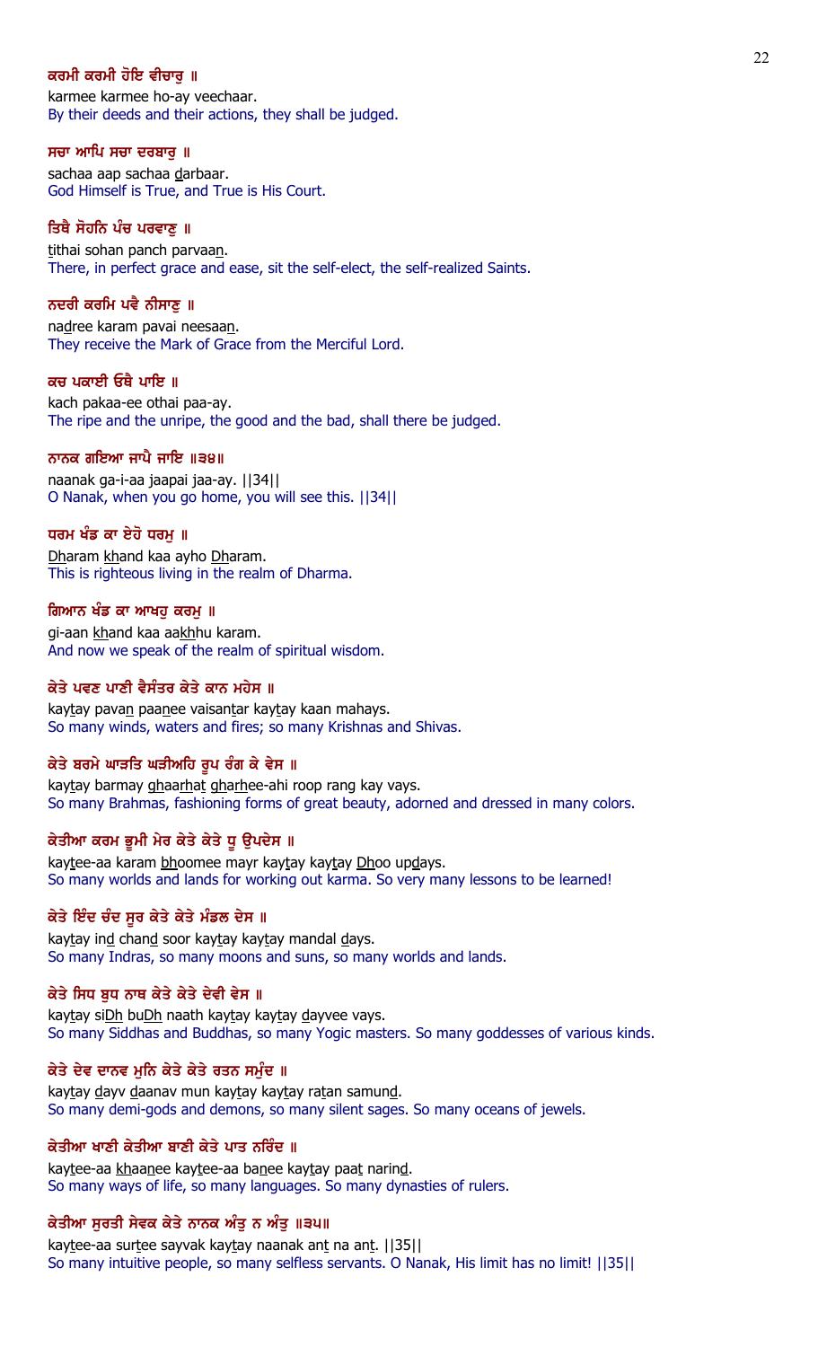**ਕਰਮੀ ਕਰਮੀ ਹੋਇ ਵੀਚਾਰੁ ॥**

karmee karmee ho-ay veechaar.

By their deeds and their actions, they shall be judged.

**ਸਚਾ ਆਪਿ ਸਚਾ ਦਰਬਾਰੁ ॥**

sachaa aap sachaa darbaar.

God Himself is True, and True is His Court.

**ਤਿਥੈ ਸੋਹਨਿ ਪੰਚ ਪਰਵਾਣੁ ॥**

tithai sohan panch parvaan.

There, in perfect grace and ease, sit the self-elect, the self-realized Saints.

**ਨਦਰੀ ਕਰਮਿ ਪਵੈ ਨੀਸਾਣੁ ॥**

nadree karam pavai neesaan.

They receive the Mark of Grace from the Merciful Lord.

**ਕਚ ਪਕਾਈ ਓਥੈ ਪਾਇ ॥**

kach pakaa-ee othai paa-ay.

The ripe and the unripe, the good and the bad, shall there be judged.

**ਨਾਨਕ ਗਇਆ ਜਾਪੈ ਜਾਇ ॥੩੪॥**

naanak ga-i-aa jaapai jaa-ay. ||34||

O Nanak, when you go home, you will see this. ||34||

**ਧਰਮ ਖੰਡ ਕਾ ਏਹੋ ਧਰਮੁ ॥**

Dharam khand kaa ayho Dharam.

This is righteous living in the realm of Dharma.

**ਗਿਆਨ ਖੰਡ ਕਾ ਆਖਹੁ ਕਰਮੁ ॥**

gi-aan khand kaa aakhhu karam.

And now we speak of the realm of spiritual wisdom.

**ਕੇਤੇ ਪਵਣ ਪਾਣੀ ਵੈਸੰਤਰ ਕੇਤੇ ਕਾਨ ਮਹੇਸ ॥**

kaytay pavan paanee vaisantar kaytay kaan mahays.

So many winds, waters and fires; so many Krishnas and Shivas.

**ਕੇਤੇ ਬਰਮੇ ਘਾੜਤਿ ਘੜੀਅਹਿ ਰੂਪ ਰੰਗ ਕੇ ਵੇਸ ॥**

kaytay barmay ghaarhat gharhee-ahi roop rang kay vays.

So many Brahmas, fashioning forms of great beauty, adorned and dressed in many colors.

**ਕੇਤੀਆ ਕਰਮ ਭੂਮੀ ਮੇਰ ਕੇਤੇ ਕੇਤੇ ਧੂ ਉਪਦੇਸ ॥**

kaytee-aa karam bhoomee mayr kaytay kaytay Dhoo updays.

So many worlds and lands for working out karma. So very many lessons to be learned!

**ਕੇਤੇ ਇੰਦ ਚੰਦ ਸੂਰ ਕੇਤੇ ਕੇਤੇ ਮੰਡਲ ਦੇਸ ॥**

kaytay ind chand soor kaytay kaytay mandal days.

So many Indras, so many moons and suns, so many worlds and lands.

**ਕੇਤੇ ਸਿਧ ਬੁਧ ਨਾਥ ਕੇਤੇ ਕੇਤੇ ਦੇਵੀ ਵੇਸ ॥**

kaytay siDh buDh naath kaytay kaytay dayvee vays.

So many Siddhas and Buddhas, so many Yogic masters. So many goddesses of various kinds.

**ਕੇਤੇ ਦੇਵ ਦਾਨਵ ਮੁਨਿ ਕੇਤੇ ਕੇਤੇ ਰਤਨ ਸਮੁੰਦ ॥**

kaytay dayv daanav mun kaytay kaytay ratan samund.

So many demi-gods and demons, so many silent sages. So many oceans of jewels.

**ਕੇਤੀਆ ਖਾਣੀ ਕੇਤੀਆ ਬਾਣੀ ਕੇਤੇ ਪਾਤ ਨਰਿੰਦ ॥**

kaytee-aa khaanee kaytee-aa banee kaytay paat narind.

So many ways of life, so many languages. So many dynasties of rulers.

**ਕੇਤੀਆ ਸੁਰਤੀ ਸੇਵਕ ਕੇਤੇ ਨਾਨਕ ਅੰਤੁ ਨ ਅੰਤੁ ॥੩੫॥**

kaytee-aa surtee sayvak kaytay naanak ant na ant. ||35||

So many intuitive people, so many selfless servants. O Nanak, His limit has no limit! ||35||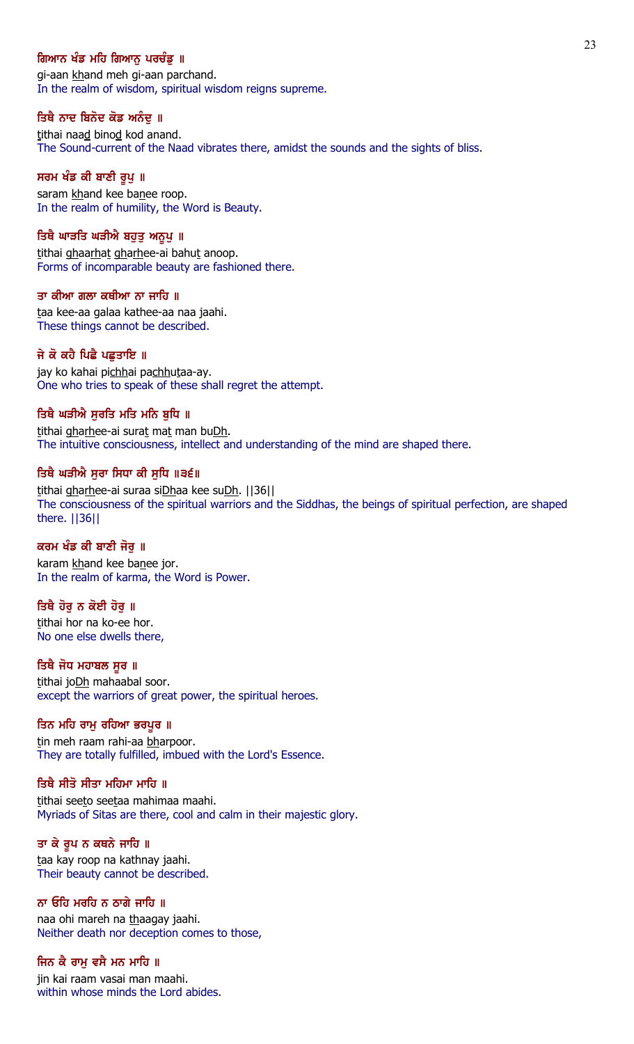**ਗਿਆਨ ਖੰਡ ਮਹਿ ਗਿਆਨੁ ਪਰਚੰਡੁ ॥**

gi-aan khand meh gi-aan parchand.
In the realm of wisdom, spiritual wisdom reigns supreme.

**ਤਿਥੈ ਨਾਦ ਬਿਨੋਦ ਕੋਡ ਅਨੰਦੁ ॥**

tithai naad binod kod anand.
The Sound-current of the Naad vibrates there, amidst the sounds and the sights of bliss.

**ਸਰਮ ਖੰਡ ਕੀ ਬਾਣੀ ਰੂਪੁ ॥**

saram khand kee banee roop.
In the realm of humility, the Word is Beauty.

**ਤਿਥੈ ਘਾੜਤਿ ਘੜੀਐ ਬਹੁਤੁ ਅਨੂਪੁ ॥**

tithai ghaarhat gharhee-ai bahut anoop.
Forms of incomparable beauty are fashioned there.

**ਤਾ ਕੀਆ ਗਲਾ ਕਥੀਆ ਨਾ ਜਾਹਿ ॥**

taa kee-aa galaa kathee-aa naa jaahi.
These things cannot be described.

**ਜੇ ਕੋ ਕਹੈ ਪਿਛੈ ਪਛੁਤਾਇ ॥**

jay ko kahai pichhai pachhutaa-ay.
One who tries to speak of these shall regret the attempt.

**ਤਿਥੈ ਘੜੀਐ ਸੁਰਤਿ ਮਤਿ ਮਨਿ ਬੁਧਿ ॥**

tithai gharhee-ai surat mat man buDh.
The intuitive consciousness, intellect and understanding of the mind are shaped there.

**ਤਿਥੈ ਘੜੀਐ ਸੁਰਾ ਸਿਧਾ ਕੀ ਸੁਧਿ ॥੩੬॥**

tithai gharhee-ai suraa siDhaa kee suDh. ||36||
The consciousness of the spiritual warriors and the Siddhas, the beings of spiritual perfection, are shaped there. ||36||

**ਕਰਮ ਖੰਡ ਕੀ ਬਾਣੀ ਜੋਰੁ ॥**

karam khand kee banee jor.
In the realm of karma, the Word is Power.

**ਤਿਥੈ ਹੋਰੁ ਨ ਕੋਈ ਹੋਰੁ ॥**

tithai hor na ko-ee hor.
No one else dwells there,

**ਤਿਥੈ ਜੋਧ ਮਹਾਬਲ ਸੂਰ ॥**

tithai joDh mahaabal soor.
except the warriors of great power, the spiritual heroes.

**ਤਿਨ ਮਹਿ ਰਾਮੁ ਰਹਿਆ ਭਰਪੂਰ ॥**

tin meh raam rahi-aa bharpoor.
They are totally fulfilled, imbued with the Lord's Essence.

**ਤਿਥੈ ਸੀਤੋ ਸੀਤਾ ਮਹਿਮਾ ਮਾਹਿ ॥**

tithai seeto seetaa mahimaa maahi.
Myriads of Sitas are there, cool and calm in their majestic glory.

**ਤਾ ਕੇ ਰੂਪ ਨ ਕਥਨੇ ਜਾਹਿ ॥**

taa kay roop na kathnay jaahi.
Their beauty cannot be described.

**ਨਾ ਓਹਿ ਮਰਹਿ ਨ ਠਾਗੇ ਜਾਹਿ ॥**

naa ohi mareh na thaagay jaahi.
Neither death nor deception comes to those,

**ਜਿਨ ਕੈ ਰਾਮੁ ਵਸੈ ਮਨ ਮਾਹਿ ॥**

jin kai raam vasai man maahi.
within whose minds the Lord abides.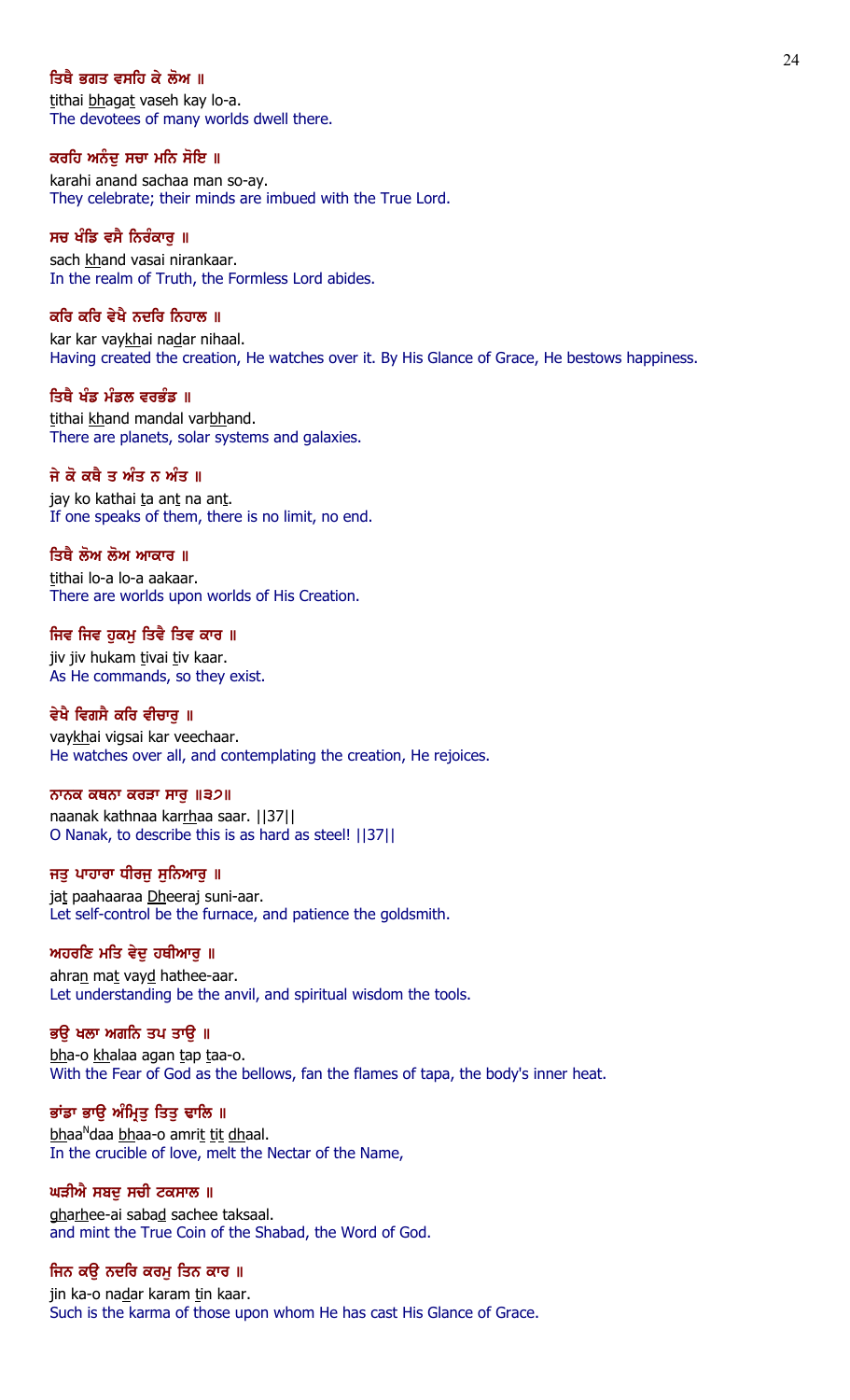**ਤਿਥੈ ਭਗਤ ਵਸਹਿ ਕੇ ਲੋਅ ॥**

tithai bhagat vaseh kay lo-a.

The devotees of many worlds dwell there.

**ਕਰਹਿ ਅਨੰਦੁ ਸਚਾ ਮਨਿ ਸੋਇ ॥**

karahi anand sachaa man so-ay.

They celebrate; their minds are imbued with the True Lord.

**ਸਚ ਖੰਡਿ ਵਸੈ ਨਿਰੰਕਾਰੁ ॥**

sach khand vasai nirankaar.

In the realm of Truth, the Formless Lord abides.

**ਕਰਿ ਕਰਿ ਵੇਖੈ ਨਦਰਿ ਨਿਹਾਲ ॥**

kar kar vaykhai nadar nihaal.

Having created the creation, He watches over it. By His Glance of Grace, He bestows happiness.

**ਤਿਥੈ ਖੰਡ ਮੰਡਲ ਵਰਭੰਡ ॥**

tithai khand mandal varbhand.

There are planets, solar systems and galaxies.

**ਜੇ ਕੋ ਕਥੈ ਤ ਅੰਤ ਨ ਅੰਤ ॥**

jay ko kathai ta ant na ant.

If one speaks of them, there is no limit, no end.

**ਤਿਥੈ ਲੋਅ ਲੋਅ ਆਕਾਰ ॥**

tithai lo-a lo-a aakaar.

There are worlds upon worlds of His Creation.

**ਜਿਵ ਜਿਵ ਹੁਕਮੁ ਤਿਵੈ ਤਿਵ ਕਾਰ ॥**

jiv jiv hukam tivai tiv kaar.

As He commands, so they exist.

**ਵੇਖੈ ਵਿਗਸੈ ਕਰਿ ਵੀਚਾਰੁ ॥**

vaykhai vigsai kar veechaar.

He watches over all, and contemplating the creation, He rejoices.

**ਨਾਨਕ ਕਥਨਾ ਕਰੜਾ ਸਾਰੁ ॥੩੭॥**

naanak kathnaa karrhaa saar. ||37||

O Nanak, to describe this is as hard as steel! ||37||

**ਜਤੁ ਪਾਹਾਰਾ ਧੀਰਜੁ ਸੁਨਿਆਰੁ ॥**

jat paahaaraa Dheeraj suni-aar.

Let self-control be the furnace, and patience the goldsmith.

**ਅਹਰਣਿ ਮਤਿ ਵੇਦੁ ਹਥੀਆਰੁ ॥**

ahran mat vayd hathee-aar.

Let understanding be the anvil, and spiritual wisdom the tools.

**ਭਉ ਖਲਾ ਅਗਨਿ ਤਪ ਤਾਉ ॥**

bha-o khalaa agan tap taa-o.

With the Fear of God as the bellows, fan the flames of tapa, the body's inner heat.

**ਭਾਂਡਾ ਭਾਉ ਅੰਮ੍ਰਿਤੁ ਤਿਤੁ ਢਾਲਿ ॥**

bhaaNdaa bhaa-o amrit tit dhaal.

In the crucible of love, melt the Nectar of the Name,

**ਘੜੀਐ ਸਬਦੁ ਸਚੀ ਟਕਸਾਲ ॥**

gharhee-ai sabad sachee taksaal.

and mint the True Coin of the Shabad, the Word of God.

**ਜਿਨ ਕਉ ਨਦਰਿ ਕਰਮੁ ਤਿਨ ਕਾਰ ॥**

jin ka-o nadar karam tin kaar.

Such is the karma of those upon whom He has cast His Glance of Grace.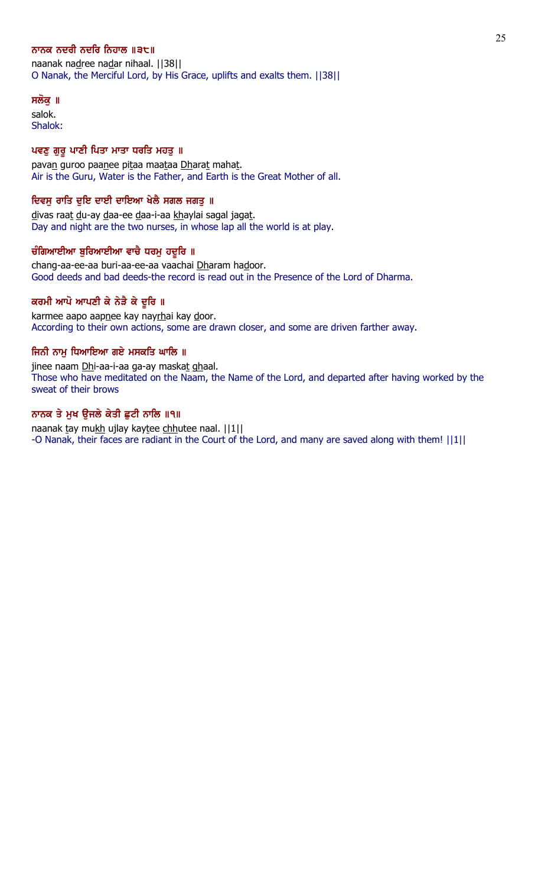**ਨਾਨਕ ਨਦਰੀ ਨਦਰਿ ਨਿਹਾਲ ॥੩੮॥**

naanak nadree nadar nihaal. ||38||

O Nanak, the Merciful Lord, by His Grace, uplifts and exalts them. ||38||

**ਸਲੋਕੁ ॥**

salok.

Shalok:

**ਪਵਣੁ ਗੁਰੂ ਪਾਣੀ ਪਿਤਾ ਮਾਤਾ ਧਰਤਿ ਮਹਤੁ ॥**

pavan guroo paanee pitaa maataa Dharat mahat.

Air is the Guru, Water is the Father, and Earth is the Great Mother of all.

**ਦਿਵਸੁ ਰਾਤਿ ਦੁਇ ਦਾਈ ਦਾਇਆ ਖੇਲੈ ਸਗਲ ਜਗਤੁ ॥**

divas raat du-ay daa-ee daa-i-aa khaylai sagal jagat.

Day and night are the two nurses, in whose lap all the world is at play.

**ਚੰਗਿਆਈਆ ਬੁਰਿਆਈਆ ਵਾਚੈ ਧਰਮੁ ਹਦੂਰਿ ॥**

chang-aa-ee-aa buri-aa-ee-aa vaachai Dharam hadoor.

Good deeds and bad deeds-the record is read out in the Presence of the Lord of Dharma.

**ਕਰਮੀ ਆਪੋ ਆਪਣੀ ਕੇ ਨੇੜੈ ਕੇ ਦੂਰਿ ॥**

karmee aapo aapnee kay nayrhai kay door.

According to their own actions, some are drawn closer, and some are driven farther away.

**ਜਿਨੀ ਨਾਮੁ ਧਿਆਇਆ ਗਏ ਮਸਕਤਿ ਘਾਲਿ ॥**

jinee naam Dhi-aa-i-aa ga-ay maskat ghaal.

Those who have meditated on the Naam, the Name of the Lord, and departed after having worked by the sweat of their brows

**ਨਾਨਕ ਤੇ ਮੁਖ ਉਜਲੇ ਕੇਤੀ ਛੁਟੀ ਨਾਲਿ ॥੧॥**

naanak tay mukh ujlay kaytee chhutee naal. ||1||

-O Nanak, their faces are radiant in the Court of the Lord, and many are saved along with them! ||1||